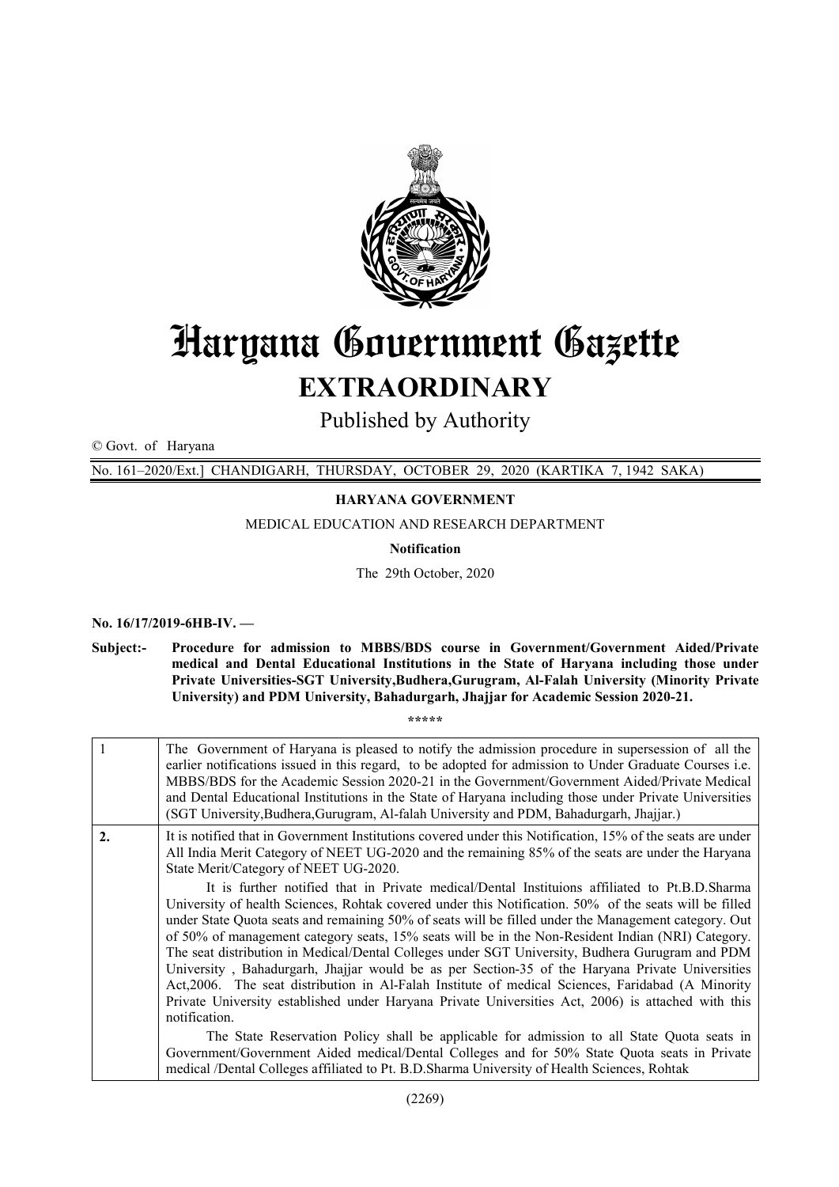# Haryana Government Gazette

## EXTRAORDINARY

Published by Authority

© Govt. of Haryana

No. 161–2020/Ext.] CHANDIGARH, THURSDAY, OCTOBER 29, 2020 (KARTIKA 7, 1942 SAKA)

**HARYANA GOVERNMENT**

MEDICAL EDUCATION AND RESEARCH DEPARTMENT

**Notification**

The 29th October, 2020

**No. 16/17/2019-6HB-IV. —**

**Subject:- Procedure for admission to MBBS/BDS course in Government/Government Aided/Private medical and Dental Educational Institutions in the State of Haryana including those under Private Universities-SGT University,Budhera,Gurugram, Al-Falah University (Minority Private University) and PDM University, Bahadurgarh, Jhajjar for Academic Session 2020-21.**

\*\*\*\*\*

| | |
|---|---|
| 1 | The Government of Haryana is pleased to notify the admission procedure in supersession of all the earlier notifications issued in this regard, to be adopted for admission to Under Graduate Courses i.e. MBBS/BDS for the Academic Session 2020-21 in the Government/Government Aided/Private Medical and Dental Educational Institutions in the State of Haryana including those under Private Universities (SGT University,Budhera,Gurugram, Al-falah University and PDM, Bahadurgarh, Jhajjar.) |
| **2.** | It is notified that in Government Institutions covered under this Notification, 15% of the seats are under All India Merit Category of NEET UG-2020 and the remaining 85% of the seats are under the Haryana State Merit/Category of NEET UG-2020.<br><br>It is further notified that in Private medical/Dental Instituions affiliated to Pt.B.D.Sharma University of health Sciences, Rohtak covered under this Notification. 50% of the seats will be filled under State Quota seats and remaining 50% of seats will be filled under the Management category. Out of 50% of management category seats, 15% seats will be in the Non-Resident Indian (NRI) Category. The seat distribution in Medical/Dental Colleges under SGT University, Budhera Gurugram and PDM University , Bahadurgarh, Jhajjar would be as per Section-35 of the Haryana Private Universities Act,2006. The seat distribution in Al-Falah Institute of medical Sciences, Faridabad (A Minority Private University established under Haryana Private Universities Act, 2006) is attached with this notification.<br><br>The State Reservation Policy shall be applicable for admission to all State Quota seats in Government/Government Aided medical/Dental Colleges and for 50% State Quota seats in Private medical /Dental Colleges affiliated to Pt. B.D.Sharma University of Health Sciences, Rohtak |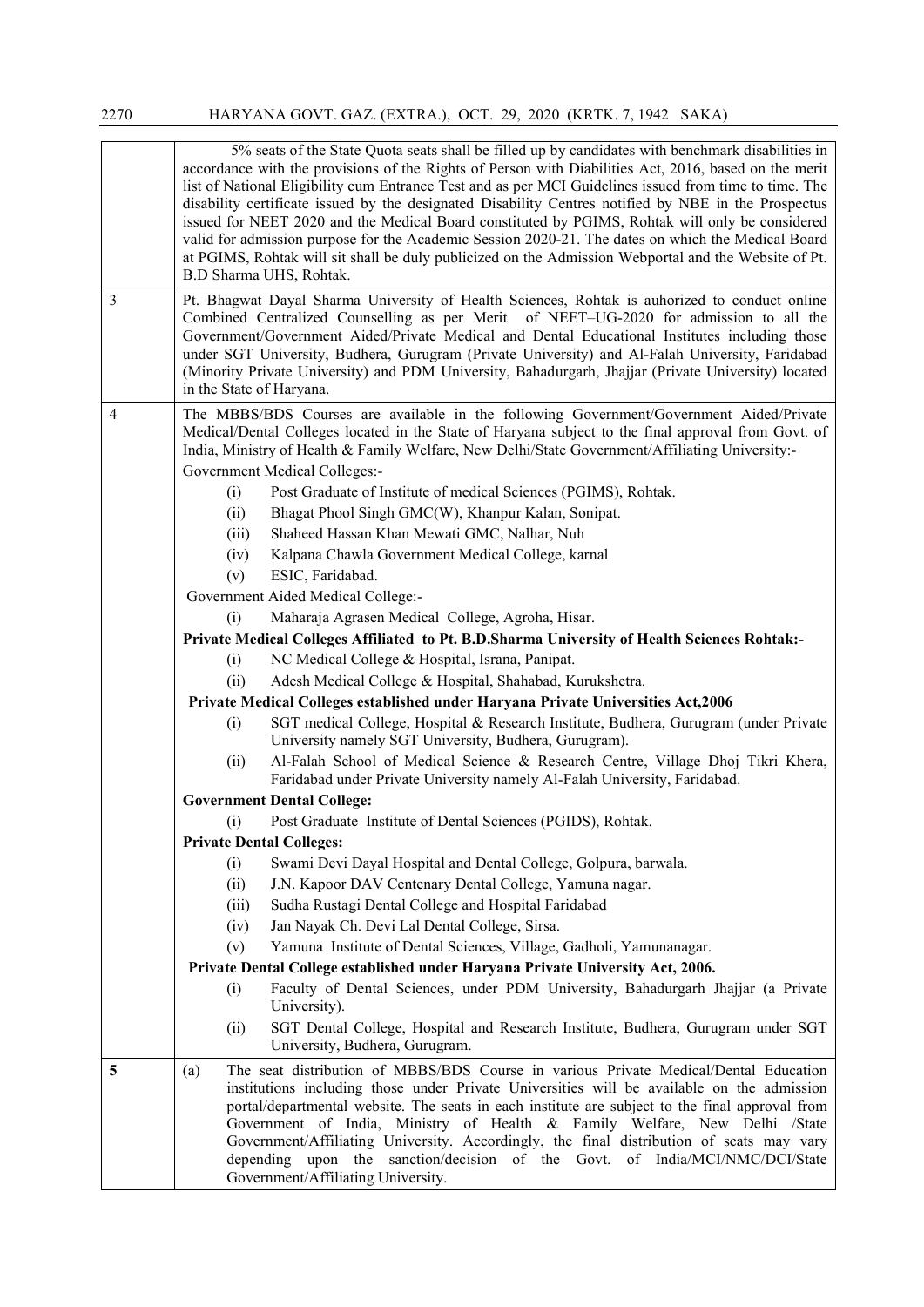| | |
|---|---|
| | 5% seats of the State Quota seats shall be filled up by candidates with benchmark disabilities in accordance with the provisions of the Rights of Person with Diabilities Act, 2016, based on the merit list of National Eligibility cum Entrance Test and as per MCI Guidelines issued from time to time. The disability certificate issued by the designated Disability Centres notified by NBE in the Prospectus issued for NEET 2020 and the Medical Board constituted by PGIMS, Rohtak will only be considered valid for admission purpose for the Academic Session 2020-21. The dates on which the Medical Board at PGIMS, Rohtak will sit shall be duly publicized on the Admission Webportal and the Website of Pt. B.D Sharma UHS, Rohtak. |
| 3 | Pt. Bhagwat Dayal Sharma University of Health Sciences, Rohtak is auhorized to conduct online Combined Centralized Counselling as per Merit of NEET–UG-2020 for admission to all the Government/Government Aided/Private Medical and Dental Educational Institutes including those under SGT University, Budhera, Gurugram (Private University) and Al-Falah University, Faridabad (Minority Private University) and PDM University, Bahadurgarh, Jhajjar (Private University) located in the State of Haryana. |
| 4 | The MBBS/BDS Courses are available in the following Government/Government Aided/Private Medical/Dental Colleges located in the State of Haryana subject to the final approval from Govt. of India, Ministry of Health & Family Welfare, New Delhi/State Government/Affiliating University:-<br>Government Medical Colleges:-<br>(i) Post Graduate of Institute of medical Sciences (PGIMS), Rohtak.<br>(ii) Bhagat Phool Singh GMC(W), Khanpur Kalan, Sonipat.<br>(iii) Shaheed Hassan Khan Mewati GMC, Nalhar, Nuh<br>(iv) Kalpana Chawla Government Medical College, karnal<br>(v) ESIC, Faridabad.<br>Government Aided Medical College:-<br>(i) Maharaja Agrasen Medical College, Agroha, Hisar.<br>**Private Medical Colleges Affiliated to Pt. B.D.Sharma University of Health Sciences Rohtak:-**<br>(i) NC Medical College & Hospital, Israna, Panipat.<br>(ii) Adesh Medical College & Hospital, Shahabad, Kurukshetra.<br>**Private Medical Colleges established under Haryana Private Universities Act,2006**<br>(i) SGT medical College, Hospital & Research Institute, Budhera, Gurugram (under Private University namely SGT University, Budhera, Gurugram).<br>(ii) Al-Falah School of Medical Science & Research Centre, Village Dhoj Tikri Khera, Faridabad under Private University namely Al-Falah University, Faridabad.<br>**Government Dental College:**<br>(i) Post Graduate Institute of Dental Sciences (PGIDS), Rohtak.<br>**Private Dental Colleges:**<br>(i) Swami Devi Dayal Hospital and Dental College, Golpura, barwala.<br>(ii) J.N. Kapoor DAV Centenary Dental College, Yamuna nagar.<br>(iii) Sudha Rustagi Dental College and Hospital Faridabad<br>(iv) Jan Nayak Ch. Devi Lal Dental College, Sirsa.<br>(v) Yamuna Institute of Dental Sciences, Village, Gadholi, Yamunanagar.<br>**Private Dental College established under Haryana Private University Act, 2006.**<br>(i) Faculty of Dental Sciences, under PDM University, Bahadurgarh Jhajjar (a Private University).<br>(ii) SGT Dental College, Hospital and Research Institute, Budhera, Gurugram under SGT University, Budhera, Gurugram. |
| **5** | (a) The seat distribution of MBBS/BDS Course in various Private Medical/Dental Education institutions including those under Private Universities will be available on the admission portal/departmental website. The seats in each institute are subject to the final approval from Government of India, Ministry of Health & Family Welfare, New Delhi /State Government/Affiliating University. Accordingly, the final distribution of seats may vary depending upon the sanction/decision of the Govt. of India/MCI/NMC/DCI/State Government/Affiliating University. |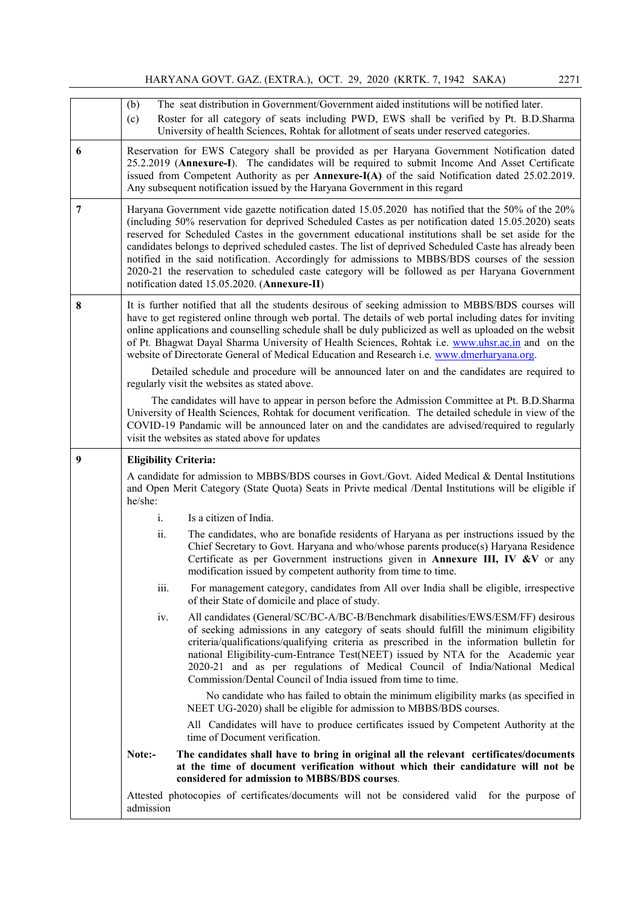| | |
|---|---|
| | (b) The seat distribution in Government/Government aided institutions will be notified later.<br>(c) Roster for all category of seats including PWD, EWS shall be verified by Pt. B.D.Sharma University of health Sciences, Rohtak for allotment of seats under reserved categories. |
| 6 | Reservation for EWS Category shall be provided as per Haryana Government Notification dated 25.2.2019 (**Annexure-I**). The candidates will be required to submit Income And Asset Certificate issued from Competent Authority as per **Annexure-I(A)** of the said Notification dated 25.02.2019. Any subsequent notification issued by the Haryana Government in this regard |
| 7 | Haryana Government vide gazette notification dated 15.05.2020 has notified that the 50% of the 20% (including 50% reservation for deprived Scheduled Castes as per notification dated 15.05.2020) seats reserved for Scheduled Castes in the government educational institutions shall be set aside for the candidates belongs to deprived scheduled castes. The list of deprived Scheduled Caste has already been notified in the said notification. Accordingly for admissions to MBBS/BDS courses of the session 2020-21 the reservation to scheduled caste category will be followed as per Haryana Government notification dated 15.05.2020. (**Annexure-II**) |
| 8 | It is further notified that all the students desirous of seeking admission to MBBS/BDS courses will have to get registered online through web portal. The details of web portal including dates for inviting online applications and counselling schedule shall be duly publicized as well as uploaded on the websit of Pt. Bhagwat Dayal Sharma University of Health Sciences, Rohtak i.e. www.uhsr.ac.in and on the website of Directorate General of Medical Education and Research i.e. www.dmerharyana.org.<br><br>Detailed schedule and procedure will be announced later on and the candidates are required to regularly visit the websites as stated above.<br><br>The candidates will have to appear in person before the Admission Committee at Pt. B.D.Sharma University of Health Sciences, Rohtak for document verification. The detailed schedule in view of the COVID-19 Pandamic will be announced later on and the candidates are advised/required to regularly visit the websites as stated above for updates |
| 9 | **Eligibility Criteria:**<br><br>A candidate for admission to MBBS/BDS courses in Govt./Govt. Aided Medical & Dental Institutions and Open Merit Category (State Quota) Seats in Privte medical /Dental Institutions will be eligible if he/she:<br><br>i. Is a citizen of India.<br><br>ii. The candidates, who are bonafide residents of Haryana as per instructions issued by the Chief Secretary to Govt. Haryana and who/whose parents produce(s) Haryana Residence Certificate as per Government instructions given in **Annexure III, IV &V** or any modification issued by competent authority from time to time.<br><br>iii. For management category, candidates from All over India shall be eligible, irrespective of their State of domicile and place of study.<br><br>iv. All candidates (General/SC/BC-A/BC-B/Benchmark disabilities/EWS/ESM/FF) desirous of seeking admissions in any category of seats should fulfill the minimum eligibility criteria/qualifications/qualifying criteria as prescribed in the information bulletin for national Eligibility-cum-Entrance Test(NEET) issued by NTA for the Academic year 2020-21 and as per regulations of Medical Council of India/National Medical Commission/Dental Council of India issued from time to time.<br><br>No candidate who has failed to obtain the minimum eligibility marks (as specified in NEET UG-2020) shall be eligible for admission to MBBS/BDS courses.<br><br>All Candidates will have to produce certificates issued by Competent Authority at the time of Document verification.<br><br>**Note:- The candidates shall have to bring in original all the relevant certificates/documents at the time of document verification without which their candidature will not be considered for admission to MBBS/BDS courses**.<br><br>Attested photocopies of certificates/documents will not be considered valid for the purpose of admission |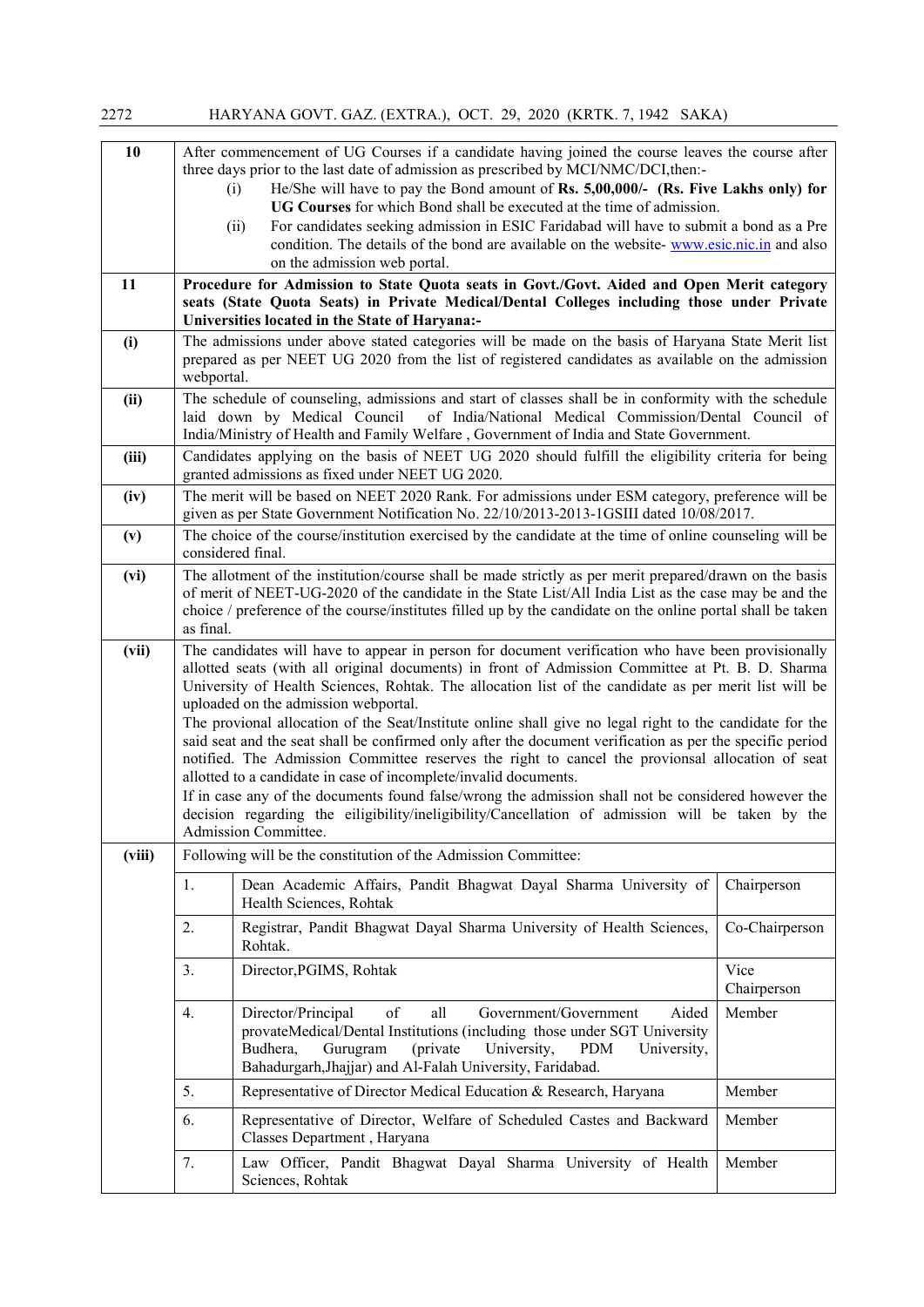| | |
|---|---|
| **10** | After commencement of UG Courses if a candidate having joined the course leaves the course after three days prior to the last date of admission as prescribed by MCI/NMC/DCI,then:-<br>(i) He/She will have to pay the Bond amount of **Rs. 5,00,000/- (Rs. Five Lakhs only) for UG Courses** for which Bond shall be executed at the time of admission.<br>(ii) For candidates seeking admission in ESIC Faridabad will have to submit a bond as a Pre condition. The details of the bond are available on the website- www.esic.nic.in and also on the admission web portal. |
| **11** | **Procedure for Admission to State Quota seats in Govt./Govt. Aided and Open Merit category seats (State Quota Seats) in Private Medical/Dental Colleges including those under Private Universities located in the State of Haryana:-** |
| **(i)** | The admissions under above stated categories will be made on the basis of Haryana State Merit list prepared as per NEET UG 2020 from the list of registered candidates as available on the admission webportal. |
| **(ii)** | The schedule of counseling, admissions and start of classes shall be in conformity with the schedule laid down by Medical Council of India/National Medical Commission/Dental Council of India/Ministry of Health and Family Welfare , Government of India and State Government. |
| **(iii)** | Candidates applying on the basis of NEET UG 2020 should fulfill the eligibility criteria for being granted admissions as fixed under NEET UG 2020. |
| **(iv)** | The merit will be based on NEET 2020 Rank. For admissions under ESM category, preference will be given as per State Government Notification No. 22/10/2013-2013-1GSIII dated 10/08/2017. |
| **(v)** | The choice of the course/institution exercised by the candidate at the time of online counseling will be considered final. |
| **(vi)** | The allotment of the institution/course shall be made strictly as per merit prepared/drawn on the basis of merit of NEET-UG-2020 of the candidate in the State List/All India List as the case may be and the choice / preference of the course/institutes filled up by the candidate on the online portal shall be taken as final. |
| **(vii)** | The candidates will have to appear in person for document verification who have been provisionally allotted seats (with all original documents) in front of Admission Committee at Pt. B. D. Sharma University of Health Sciences, Rohtak. The allocation list of the candidate as per merit list will be uploaded on the admission webportal.<br>The provional allocation of the Seat/Institute online shall give no legal right to the candidate for the said seat and the seat shall be confirmed only after the document verification as per the specific period notified. The Admission Committee reserves the right to cancel the provionsal allocation of seat allotted to a candidate in case of incomplete/invalid documents.<br>If in case any of the documents found false/wrong the admission shall not be considered however the decision regarding the eiligibility/ineligibility/Cancellation of admission will be taken by the Admission Committee. |
| **(viii)** | Following will be the constitution of the Admission Committee: |

| | | |
|---|---|---|
| 1. | Dean Academic Affairs, Pandit Bhagwat Dayal Sharma University of Health Sciences, Rohtak | Chairperson |
| 2. | Registrar, Pandit Bhagwat Dayal Sharma University of Health Sciences, Rohtak. | Co-Chairperson |
| 3. | Director,PGIMS, Rohtak | Vice Chairperson |
| 4. | Director/Principal of all Government/Government Aided provateMedical/Dental Institutions (including those under SGT University Budhera, Gurugram (private University, PDM University, Bahadurgarh,Jhajjar) and Al-Falah University, Faridabad. | Member |
| 5. | Representative of Director Medical Education & Research, Haryana | Member |
| 6. | Representative of Director, Welfare of Scheduled Castes and Backward Classes Department , Haryana | Member |
| 7. | Law Officer, Pandit Bhagwat Dayal Sharma University of Health Sciences, Rohtak | Member |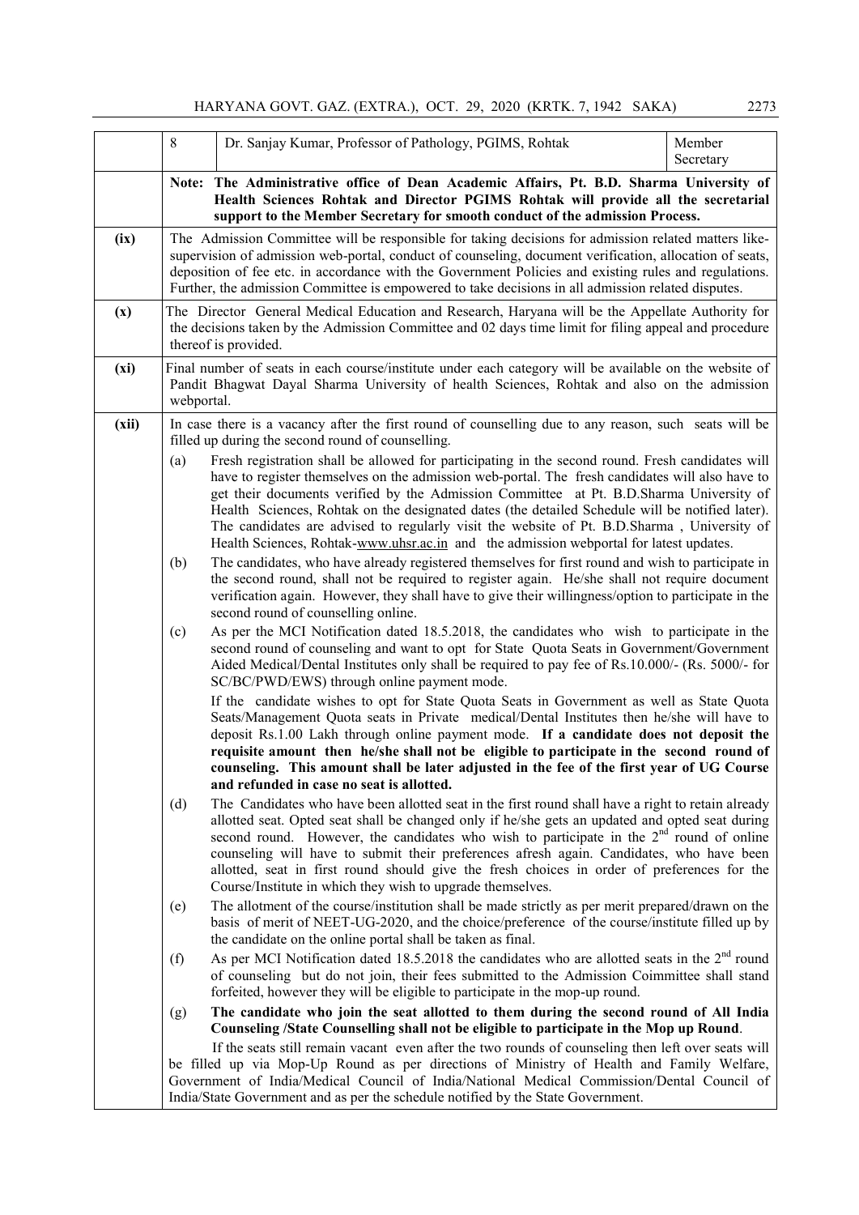| | | | |
|---|---|---|---|
| | 8 | Dr. Sanjay Kumar, Professor of Pathology, PGIMS, Rohtak | Member Secretary |
| | **Note: The Administrative office of Dean Academic Affairs, Pt. B.D. Sharma University of Health Sciences Rohtak and Director PGIMS Rohtak will provide all the secretarial support to the Member Secretary for smooth conduct of the admission Process.** | | |

**(ix)** The Admission Committee will be responsible for taking decisions for admission related matters like- supervision of admission web-portal, conduct of counseling, document verification, allocation of seats, deposition of fee etc. in accordance with the Government Policies and existing rules and regulations. Further, the admission Committee is empowered to take decisions in all admission related disputes.

**(x)** The Director General Medical Education and Research, Haryana will be the Appellate Authority for the decisions taken by the Admission Committee and 02 days time limit for filing appeal and procedure thereof is provided.

**(xi)** Final number of seats in each course/institute under each category will be available on the website of Pandit Bhagwat Dayal Sharma University of health Sciences, Rohtak and also on the admission webportal.

**(xii)** In case there is a vacancy after the first round of counselling due to any reason, such seats will be filled up during the second round of counselling.

(a) Fresh registration shall be allowed for participating in the second round. Fresh candidates will have to register themselves on the admission web-portal. The fresh candidates will also have to get their documents verified by the Admission Committee at Pt. B.D.Sharma University of Health Sciences, Rohtak on the designated dates (the detailed Schedule will be notified later). The candidates are advised to regularly visit the website of Pt. B.D.Sharma , University of Health Sciences, Rohtak-www.uhsr.ac.in and the admission webportal for latest updates.

(b) The candidates, who have already registered themselves for first round and wish to participate in the second round, shall not be required to register again. He/she shall not require document verification again. However, they shall have to give their willingness/option to participate in the second round of counselling online.

(c) As per the MCI Notification dated 18.5.2018, the candidates who wish to participate in the second round of counseling and want to opt for State Quota Seats in Government/Government Aided Medical/Dental Institutes only shall be required to pay fee of Rs.10.000/- (Rs. 5000/- for SC/BC/PWD/EWS) through online payment mode.

If the candidate wishes to opt for State Quota Seats in Government as well as State Quota Seats/Management Quota seats in Private medical/Dental Institutes then he/she will have to deposit Rs.1.00 Lakh through online payment mode. **If a candidate does not deposit the requisite amount then he/she shall not be eligible to participate in the second round of counseling. This amount shall be later adjusted in the fee of the first year of UG Course and refunded in case no seat is allotted.**

(d) The Candidates who have been allotted seat in the first round shall have a right to retain already allotted seat. Opted seat shall be changed only if he/she gets an updated and opted seat during second round. However, the candidates who wish to participate in the 2nd round of online counseling will have to submit their preferences afresh again. Candidates, who have been allotted, seat in first round should give the fresh choices in order of preferences for the Course/Institute in which they wish to upgrade themselves.

(e) The allotment of the course/institution shall be made strictly as per merit prepared/drawn on the basis of merit of NEET-UG-2020, and the choice/preference of the course/institute filled up by the candidate on the online portal shall be taken as final.

(f) As per MCI Notification dated 18.5.2018 the candidates who are allotted seats in the 2nd round of counseling but do not join, their fees submitted to the Admission Coimmittee shall stand forfeited, however they will be eligible to participate in the mop-up round.

(g) **The candidate who join the seat allotted to them during the second round of All India Counseling /State Counselling shall not be eligible to participate in the Mop up Round**.

If the seats still remain vacant even after the two rounds of counseling then left over seats will be filled up via Mop-Up Round as per directions of Ministry of Health and Family Welfare, Government of India/Medical Council of India/National Medical Commission/Dental Council of India/State Government and as per the schedule notified by the State Government.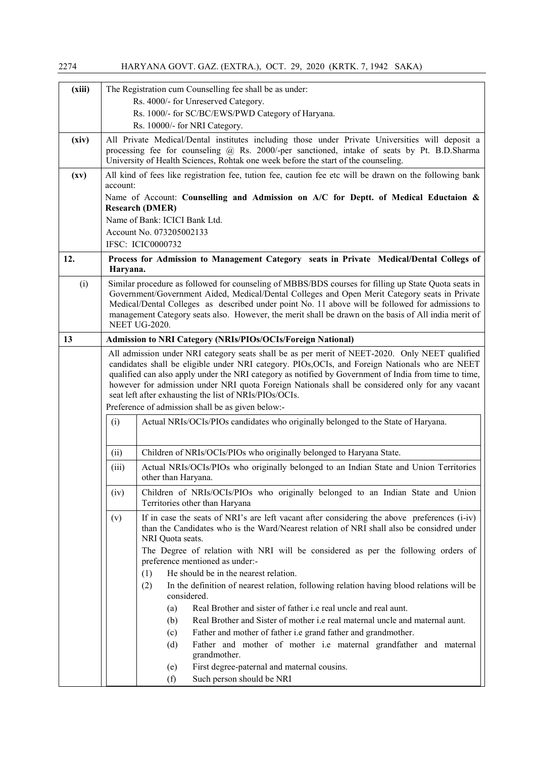| | |
|---|---|
| **(xiii)** | The Registration cum Counselling fee shall be as under:<br>Rs. 4000/- for Unreserved Category.<br>Rs. 1000/- for SC/BC/EWS/PWD Category of Haryana.<br>Rs. 10000/- for NRI Category. |
| **(xiv)** | All Private Medical/Dental institutes including those under Private Universities will deposit a processing fee for counseling @ Rs. 2000/-per sanctioned, intake of seats by Pt. B.D.Sharma University of Health Sciences, Rohtak one week before the start of the counseling. |
| **(xv)** | All kind of fees like registration fee, tution fee, caution fee etc will be drawn on the following bank account:<br>Name of Account: **Counselling and Admission on A/C for Deptt. of Medical Eductaion & Research (DMER)**<br>Name of Bank: ICICI Bank Ltd.<br>Account No. 073205002133<br>IFSC: ICIC0000732 |
| **12.** | **Process for Admission to Management Category seats in Private Medical/Dental Collegs of Haryana.** |
| (i) | Similar procedure as followed for counseling of MBBS/BDS courses for filling up State Quota seats in Government/Government Aided, Medical/Dental Colleges and Open Merit Category seats in Private Medical/Dental Colleges as described under point No. 11 above will be followed for admissions to management Category seats also. However, the merit shall be drawn on the basis of All india merit of NEET UG-2020. |
| **13** | **Admission to NRI Category (NRIs/PIOs/OCIs/Foreign National)** |
| | All admission under NRI category seats shall be as per merit of NEET-2020. Only NEET qualified candidates shall be eligible under NRI category. PIOs,OCIs, and Foreign Nationals who are NEET qualified can also apply under the NRI category as notified by Government of India from time to time, however for admission under NRI quota Foreign Nationals shall be considered only for any vacant seat left after exhausting the list of NRIs/PIOs/OCIs.<br>Preference of admission shall be as given below:- |

| | |
|---|---|
| (i) | Actual NRIs/OCIs/PIOs candidates who originally belonged to the State of Haryana. |
| (ii) | Children of NRIs/OCIs/PIOs who originally belonged to Haryana State. |
| (iii) | Actual NRIs/OCIs/PIOs who originally belonged to an Indian State and Union Territories other than Haryana. |
| (iv) | Children of NRIs/OCIs/PIOs who originally belonged to an Indian State and Union Territories other than Haryana |
| (v) | If in case the seats of NRI's are left vacant after considering the above preferences (i-iv) than the Candidates who is the Ward/Nearest relation of NRI shall also be considred under NRI Quota seats.<br>The Degree of relation with NRI will be considered as per the following orders of preference mentioned as under:-<br>(1) He should be in the nearest relation.<br>(2) In the definition of nearest relation, following relation having blood relations will be considered.<br>(a) Real Brother and sister of father i.e real uncle and real aunt.<br>(b) Real Brother and Sister of mother i.e real maternal uncle and maternal aunt.<br>(c) Father and mother of father i.e grand father and grandmother.<br>(d) Father and mother of mother i.e maternal grandfather and maternal grandmother.<br>(e) First degree-paternal and maternal cousins.<br>(f) Such person should be NRI |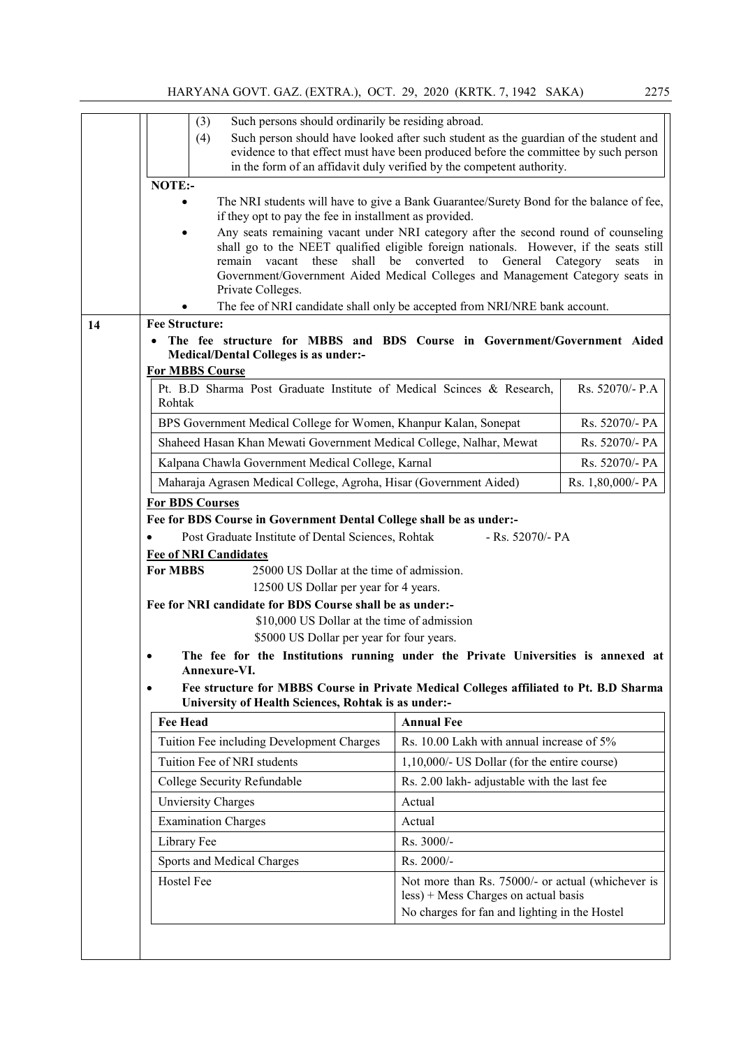(3) Such persons should ordinarily be residing abroad.

(4) Such person should have looked after such student as the guardian of the student and evidence to that effect must have been produced before the committee by such person in the form of an affidavit duly verified by the competent authority.

**NOTE:-**

- The NRI students will have to give a Bank Guarantee/Surety Bond for the balance of fee, if they opt to pay the fee in installment as provided.
- Any seats remaining vacant under NRI category after the second round of counseling shall go to the NEET qualified eligible foreign nationals. However, if the seats still remain vacant these shall be converted to General Category seats in Government/Government Aided Medical Colleges and Management Category seats in Private Colleges.
- The fee of NRI candidate shall only be accepted from NRI/NRE bank account.

**14 Fee Structure:**

- **The fee structure for MBBS and BDS Course in Government/Government Aided Medical/Dental Colleges is as under:-**

**For MBBS Course**

| College | Fee |
|---|---|
| Pt. B.D Sharma Post Graduate Institute of Medical Scinces & Research, Rohtak | Rs. 52070/- P.A |
| BPS Government Medical College for Women, Khanpur Kalan, Sonepat | Rs. 52070/- PA |
| Shaheed Hasan Khan Mewati Government Medical College, Nalhar, Mewat | Rs. 52070/- PA |
| Kalpana Chawla Government Medical College, Karnal | Rs. 52070/- PA |
| Maharaja Agrasen Medical College, Agroha, Hisar (Government Aided) | Rs. 1,80,000/- PA |

**For BDS Courses**

**Fee for BDS Course in Government Dental College shall be as under:-**

- Post Graduate Institute of Dental Sciences, Rohtak - Rs. 52070/- PA

**Fee of NRI Candidates**

**For MBBS** 25000 US Dollar at the time of admission.
12500 US Dollar per year for 4 years.

**Fee for NRI candidate for BDS Course shall be as under:-**

$10,000 US Dollar at the time of admission

$5000 US Dollar per year for four years.

- **The fee for the Institutions running under the Private Universities is annexed at Annexure-VI.**
- **Fee structure for MBBS Course in Private Medical Colleges affiliated to Pt. B.D Sharma University of Health Sciences, Rohtak is as under:-**

| Fee Head | Annual Fee |
|---|---|
| Tuition Fee including Development Charges | Rs. 10.00 Lakh with annual increase of 5% |
| Tuition Fee of NRI students | 1,10,000/- US Dollar (for the entire course) |
| College Security Refundable | Rs. 2.00 lakh- adjustable with the last fee |
| Unviersity Charges | Actual |
| Examination Charges | Actual |
| Library Fee | Rs. 3000/- |
| Sports and Medical Charges | Rs. 2000/- |
| Hostel Fee | Not more than Rs. 75000/- or actual (whichever is less) + Mess Charges on actual basis<br>No charges for fan and lighting in the Hostel |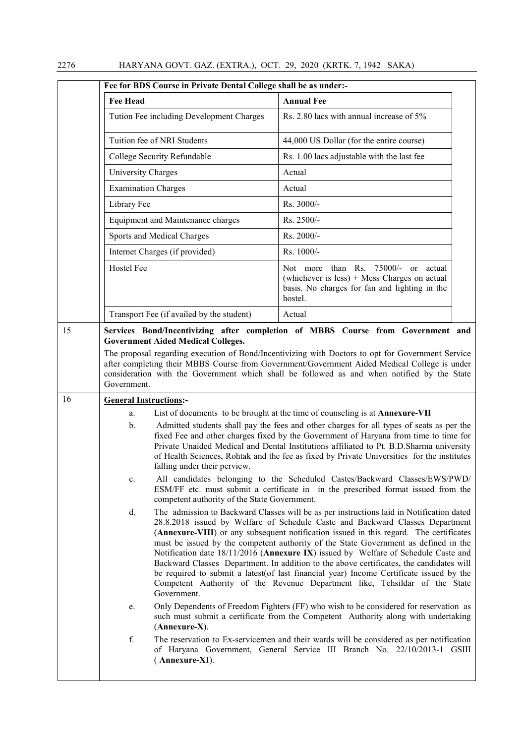**Fee for BDS Course in Private Dental College shall be as under:-**

| Fee Head | Annual Fee |
|---|---|
| Tution Fee including Development Charges | Rs. 2.80 lacs with annual increase of 5% |
| Tuition fee of NRI Students | 44,000 US Dollar (for the entire course) |
| College Security Refundable | Rs. 1.00 lacs adjustable with the last fee |
| University Charges | Actual |
| Examination Charges | Actual |
| Library Fee | Rs. 3000/- |
| Equipment and Maintenance charges | Rs. 2500/- |
| Sports and Medical Charges | Rs. 2000/- |
| Internet Charges (if provided) | Rs. 1000/- |
| Hostel Fee | Not more than Rs. 75000/- or actual (whichever is less) + Mess Charges on actual basis. No charges for fan and lighting in the hostel. |
| Transport Fee (if availed by the student) | Actual |

**15 Services Bond/Incentivizing after completion of MBBS Course from Government and Government Aided Medical Colleges.**

The proposal regarding execution of Bond/Incentivizing with Doctors to opt for Government Service after completing their MBBS Course from Government/Government Aided Medical College is under consideration with the Government which shall be followed as and when notified by the State Government.

**16 General Instructions:-**

a. List of documents to be brought at the time of counseling is at **Annexure-VII**

b. Admitted students shall pay the fees and other charges for all types of seats as per the fixed Fee and other charges fixed by the Government of Haryana from time to time for Private Unaided Medical and Dental Institutions affiliated to Pt. B.D.Sharma university of Health Sciences, Rohtak and the fee as fixed by Private Universities for the institutes falling under their perview.

c. All candidates belonging to the Scheduled Castes/Backward Classes/EWS/PWD/ ESM/FF etc. must submit a certificate in in the prescribed format issued from the competent authority of the State Government.

d. The admission to Backward Classes will be as per instructions laid in Notification dated 28.8.2018 issued by Welfare of Schedule Caste and Backward Classes Department (**Annexure-VIII**) or any subsequent notification issued in this regard. The certificates must be issued by the competent authority of the State Government as defined in the Notification date 18/11/2016 (**Annexure IX**) issued by Welfare of Schedule Caste and Backward Classes Department. In addition to the above certificates, the candidates will be required to submit a latest(of last financial year) Income Certificate issued by the Competent Authority of the Revenue Department like, Tehsildar of the State Government.

e. Only Dependents of Freedom Fighters (FF) who wish to be considered for reservation as such must submit a certificate from the Competent Authority along with undertaking (**Annexure-X**).

f. The reservation to Ex-servicemen and their wards will be considered as per notification of Haryana Government, General Service III Branch No. 22/10/2013-1 GSIII ( **Annexure-XI**).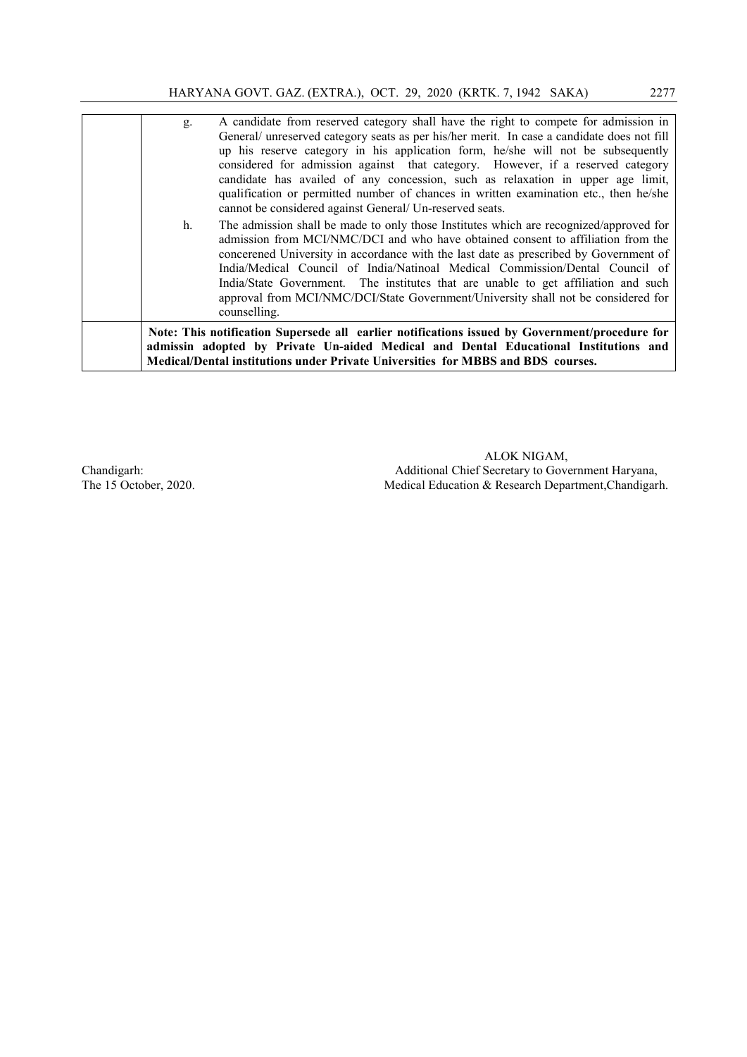| | |
|---|---|
| | g. A candidate from reserved category shall have the right to compete for admission in General/ unreserved category seats as per his/her merit. In case a candidate does not fill up his reserve category in his application form, he/she will not be subsequently considered for admission against that category. However, if a reserved category candidate has availed of any concession, such as relaxation in upper age limit, qualification or permitted number of chances in written examination etc., then he/she cannot be considered against General/ Un-reserved seats.<br><br>h. The admission shall be made to only those Institutes which are recognized/approved for admission from MCI/NMC/DCI and who have obtained consent to affiliation from the concerened University in accordance with the last date as prescribed by Government of India/Medical Council of India/Natinoal Medical Commission/Dental Council of India/State Government. The institutes that are unable to get affiliation and such approval from MCI/NMC/DCI/State Government/University shall not be considered for counselling. |
| | **Note: This notification Supersede all earlier notifications issued by Government/procedure for admissin adopted by Private Un-aided Medical and Dental Educational Institutions and Medical/Dental institutions under Private Universities for MBBS and BDS courses.** |

ALOK NIGAM,
Additional Chief Secretary to Government Haryana,
Medical Education & Research Department,Chandigarh.

Chandigarh:
The 15 October, 2020.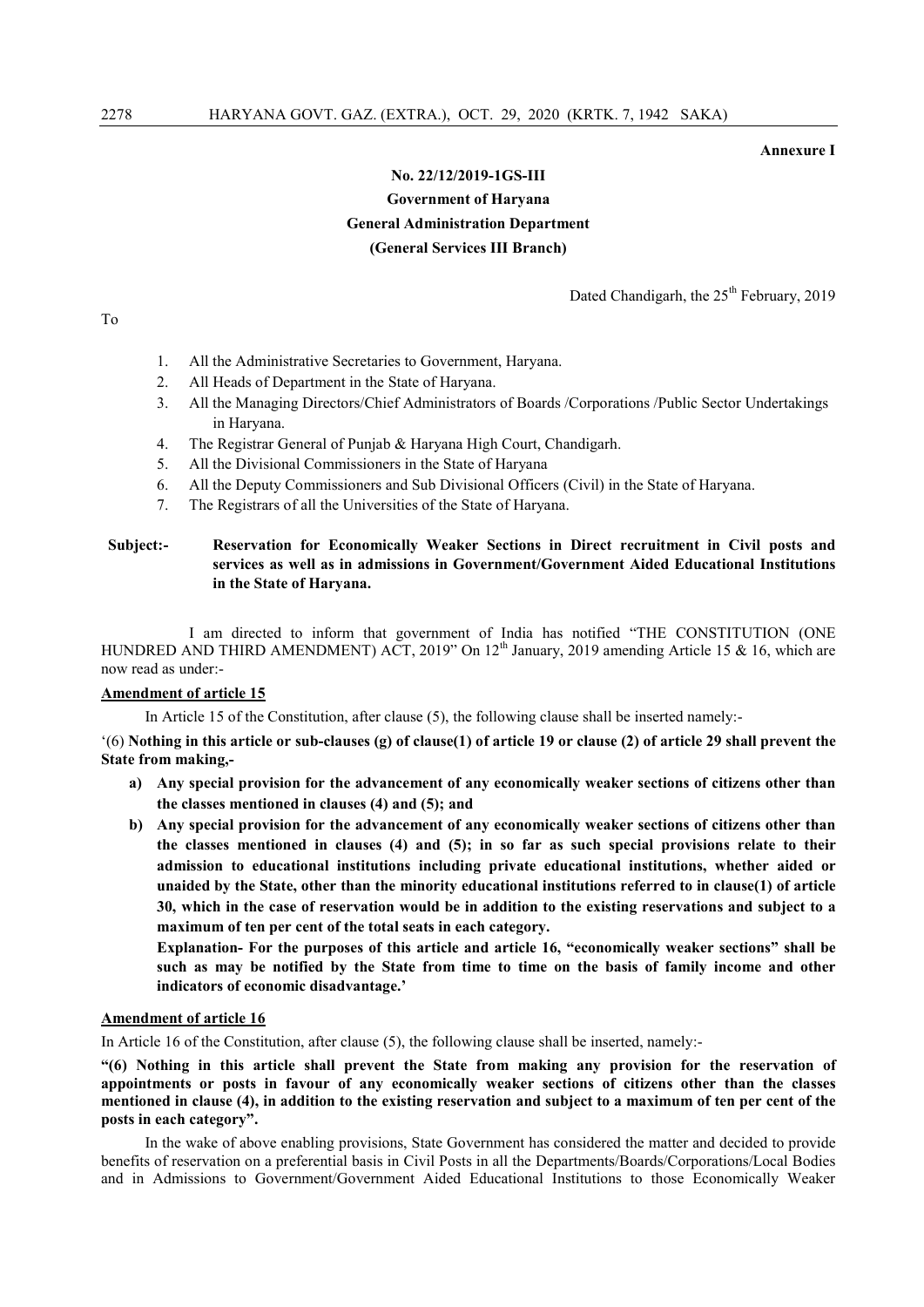**Annexure I**

**No. 22/12/2019-1GS-III**

**Government of Haryana**

**General Administration Department**

**(General Services III Branch)**

Dated Chandigarh, the 25th February, 2019

To

1. All the Administrative Secretaries to Government, Haryana.
2. All Heads of Department in the State of Haryana.
3. All the Managing Directors/Chief Administrators of Boards /Corporations /Public Sector Undertakings in Haryana.
4. The Registrar General of Punjab & Haryana High Court, Chandigarh.
5. All the Divisional Commissioners in the State of Haryana
6. All the Deputy Commissioners and Sub Divisional Officers (Civil) in the State of Haryana.
7. The Registrars of all the Universities of the State of Haryana.

**Subject:- Reservation for Economically Weaker Sections in Direct recruitment in Civil posts and services as well as in admissions in Government/Government Aided Educational Institutions in the State of Haryana.**

I am directed to inform that government of India has notified "THE CONSTITUTION (ONE HUNDRED AND THIRD AMENDMENT) ACT, 2019" On 12th January, 2019 amending Article 15 & 16, which are now read as under:-

**Amendment of article 15**

In Article 15 of the Constitution, after clause (5), the following clause shall be inserted namely:-

'(6) **Nothing in this article or sub-clauses (g) of clause(1) of article 19 or clause (2) of article 29 shall prevent the State from making,-**

a) **Any special provision for the advancement of any economically weaker sections of citizens other than the classes mentioned in clauses (4) and (5); and**
b) **Any special provision for the advancement of any economically weaker sections of citizens other than the classes mentioned in clauses (4) and (5); in so far as such special provisions relate to their admission to educational institutions including private educational institutions, whether aided or unaided by the State, other than the minority educational institutions referred to in clause(1) of article 30, which in the case of reservation would be in addition to the existing reservations and subject to a maximum of ten per cent of the total seats in each category.**

   **Explanation- For the purposes of this article and article 16, "economically weaker sections" shall be such as may be notified by the State from time to time on the basis of family income and other indicators of economic disadvantage.'**

**Amendment of article 16**

In Article 16 of the Constitution, after clause (5), the following clause shall be inserted, namely:-

**"(6) Nothing in this article shall prevent the State from making any provision for the reservation of appointments or posts in favour of any economically weaker sections of citizens other than the classes mentioned in clause (4), in addition to the existing reservation and subject to a maximum of ten per cent of the posts in each category".**

In the wake of above enabling provisions, State Government has considered the matter and decided to provide benefits of reservation on a preferential basis in Civil Posts in all the Departments/Boards/Corporations/Local Bodies and in Admissions to Government/Government Aided Educational Institutions to those Economically Weaker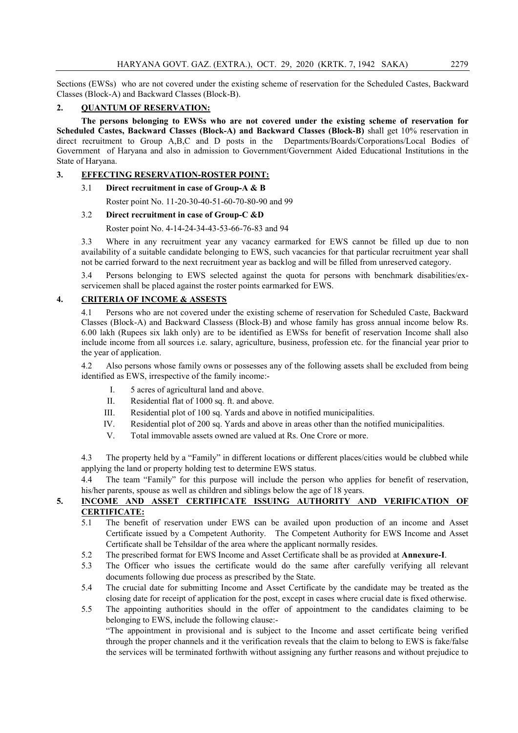Sections (EWSs) who are not covered under the existing scheme of reservation for the Scheduled Castes, Backward Classes (Block-A) and Backward Classes (Block-B).

## 2. QUANTUM OF RESERVATION:

**The persons belonging to EWSs who are not covered under the existing scheme of reservation for Scheduled Castes, Backward Classes (Block-A) and Backward Classes (Block-B)** shall get 10% reservation in direct recruitment to Group A,B,C and D posts in the Departments/Boards/Corporations/Local Bodies of Government of Haryana and also in admission to Government/Government Aided Educational Institutions in the State of Haryana.

## 3. EFFECTING RESERVATION-ROSTER POINT:

3.1 **Direct recruitment in case of Group-A & B**

Roster point No. 11-20-30-40-51-60-70-80-90 and 99

3.2 **Direct recruitment in case of Group-C &D**

Roster point No. 4-14-24-34-43-53-66-76-83 and 94

3.3 Where in any recruitment year any vacancy earmarked for EWS cannot be filled up due to non availability of a suitable candidate belonging to EWS, such vacancies for that particular recruitment year shall not be carried forward to the next recruitment year as backlog and will be filled from unreserved category.

3.4 Persons belonging to EWS selected against the quota for persons with benchmark disabilities/ex-servicemen shall be placed against the roster points earmarked for EWS.

## 4. CRITERIA OF INCOME & ASSESTS

4.1 Persons who are not covered under the existing scheme of reservation for Scheduled Caste, Backward Classes (Block-A) and Backward Classess (Block-B) and whose family has gross annual income below Rs. 6.00 lakh (Rupees six lakh only) are to be identified as EWSs for benefit of reservation Income shall also include income from all sources i.e. salary, agriculture, business, profession etc. for the financial year prior to the year of application.

4.2 Also persons whose family owns or possesses any of the following assets shall be excluded from being identified as EWS, irrespective of the family income:-

I. 5 acres of agricultural land and above.

II. Residential flat of 1000 sq. ft. and above.

III. Residential plot of 100 sq. Yards and above in notified municipalities.

IV. Residential plot of 200 sq. Yards and above in areas other than the notified municipalities.

V. Total immovable assets owned are valued at Rs. One Crore or more.

4.3 The property held by a "Family" in different locations or different places/cities would be clubbed while applying the land or property holding test to determine EWS status.

4.4 The team "Family" for this purpose will include the person who applies for benefit of reservation, his/her parents, spouse as well as children and siblings below the age of 18 years.

## 5. INCOME AND ASSET CERTIFICATE ISSUING AUTHORITY AND VERIFICATION OF CERTIFICATE:

5.1 The benefit of reservation under EWS can be availed upon production of an income and Asset Certificate issued by a Competent Authority. The Competent Authority for EWS Income and Asset Certificate shall be Tehsildar of the area where the applicant normally resides.

5.2 The prescribed format for EWS Income and Asset Certificate shall be as provided at **Annexure-I**.

5.3 The Officer who issues the certificate would do the same after carefully verifying all relevant documents following due process as prescribed by the State.

5.4 The crucial date for submitting Income and Asset Certificate by the candidate may be treated as the closing date for receipt of application for the post, except in cases where crucial date is fixed otherwise.

5.5 The appointing authorities should in the offer of appointment to the candidates claiming to be belonging to EWS, include the following clause:-

"The appointment in provisional and is subject to the Income and asset certificate being verified through the proper channels and it the verification reveals that the claim to belong to EWS is fake/false the services will be terminated forthwith without assigning any further reasons and without prejudice to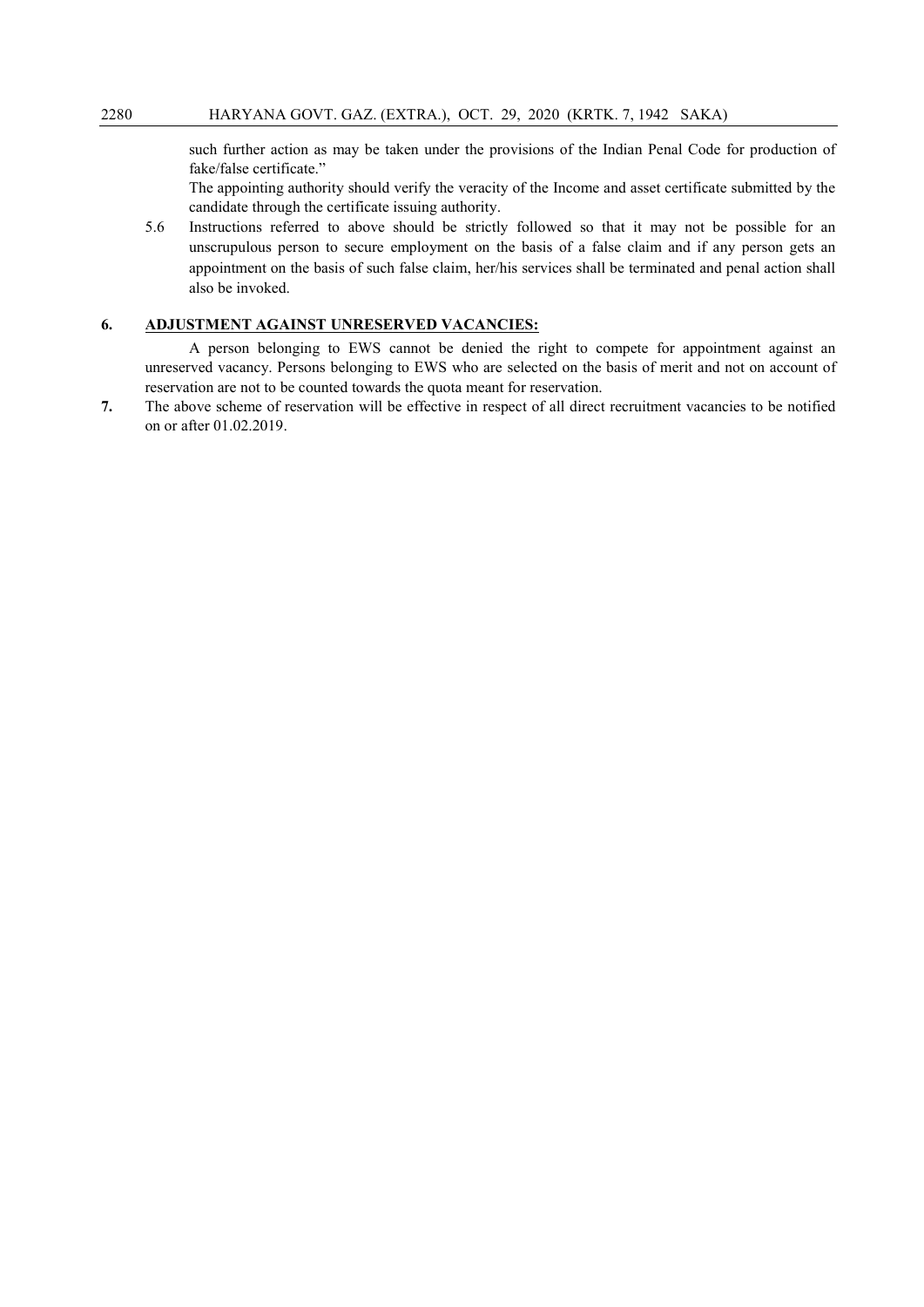such further action as may be taken under the provisions of the Indian Penal Code for production of fake/false certificate."

The appointing authority should verify the veracity of the Income and asset certificate submitted by the candidate through the certificate issuing authority.

5.6 Instructions referred to above should be strictly followed so that it may not be possible for an unscrupulous person to secure employment on the basis of a false claim and if any person gets an appointment on the basis of such false claim, her/his services shall be terminated and penal action shall also be invoked.

**6. ADJUSTMENT AGAINST UNRESERVED VACANCIES:**

A person belonging to EWS cannot be denied the right to compete for appointment against an unreserved vacancy. Persons belonging to EWS who are selected on the basis of merit and not on account of reservation are not to be counted towards the quota meant for reservation.

**7.** The above scheme of reservation will be effective in respect of all direct recruitment vacancies to be notified on or after 01.02.2019.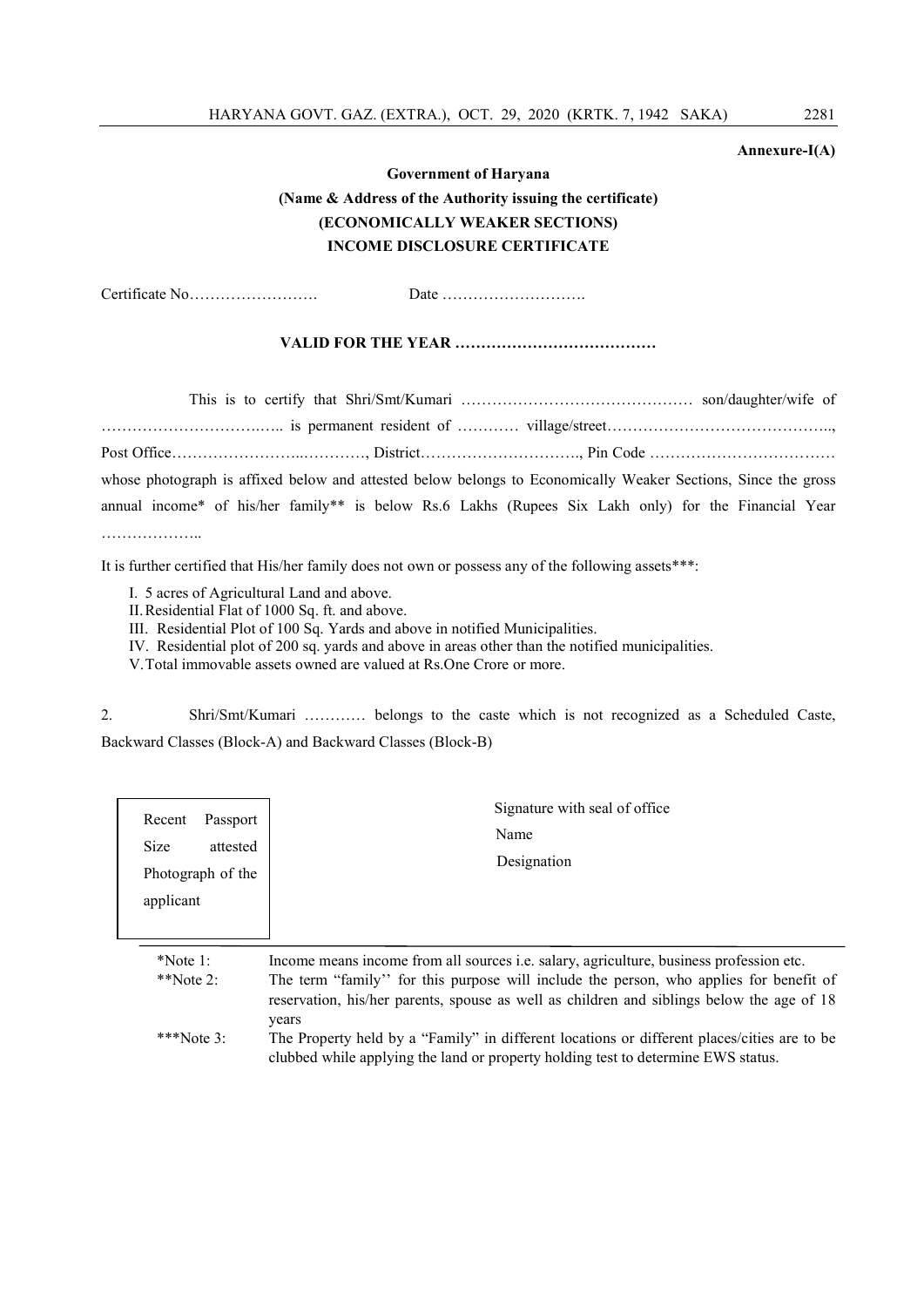**Annexure-I(A)**

**Government of Haryana**

**(Name & Address of the Authority issuing the certificate)**

**(ECONOMICALLY WEAKER SECTIONS)**

**INCOME DISCLOSURE CERTIFICATE**

Certificate No……………………. Date ……………………….

**VALID FOR THE YEAR …………………………………**

This is to certify that Shri/Smt/Kumari ……………………………………… son/daughter/wife of …………………………….. is permanent resident of ………… village/street…………………………………….., Post Office…………………..…………, District…………………………., Pin Code ……………………………… whose photograph is affixed below and attested below belongs to Economically Weaker Sections, Since the gross annual income* of his/her family** is below Rs.6 Lakhs (Rupees Six Lakh only) for the Financial Year ………………..

It is further certified that His/her family does not own or possess any of the following assets***:

I. 5 acres of Agricultural Land and above.
II. Residential Flat of 1000 Sq. ft. and above.
III. Residential Plot of 100 Sq. Yards and above in notified Municipalities.
IV. Residential plot of 200 sq. yards and above in areas other than the notified municipalities.
V. Total immovable assets owned are valued at Rs.One Crore or more.

2. Shri/Smt/Kumari ………… belongs to the caste which is not recognized as a Scheduled Caste, Backward Classes (Block-A) and Backward Classes (Block-B)

| Recent Passport Size attested Photograph of the applicant |

Signature with seal of office

Name

Designation

| | |
|---|---|
| *Note 1: | Income means income from all sources i.e. salary, agriculture, business profession etc. |
| **Note 2: | The term "family'' for this purpose will include the person, who applies for benefit of reservation, his/her parents, spouse as well as children and siblings below the age of 18 years |
| ***Note 3: | The Property held by a "Family" in different locations or different places/cities are to be clubbed while applying the land or property holding test to determine EWS status. |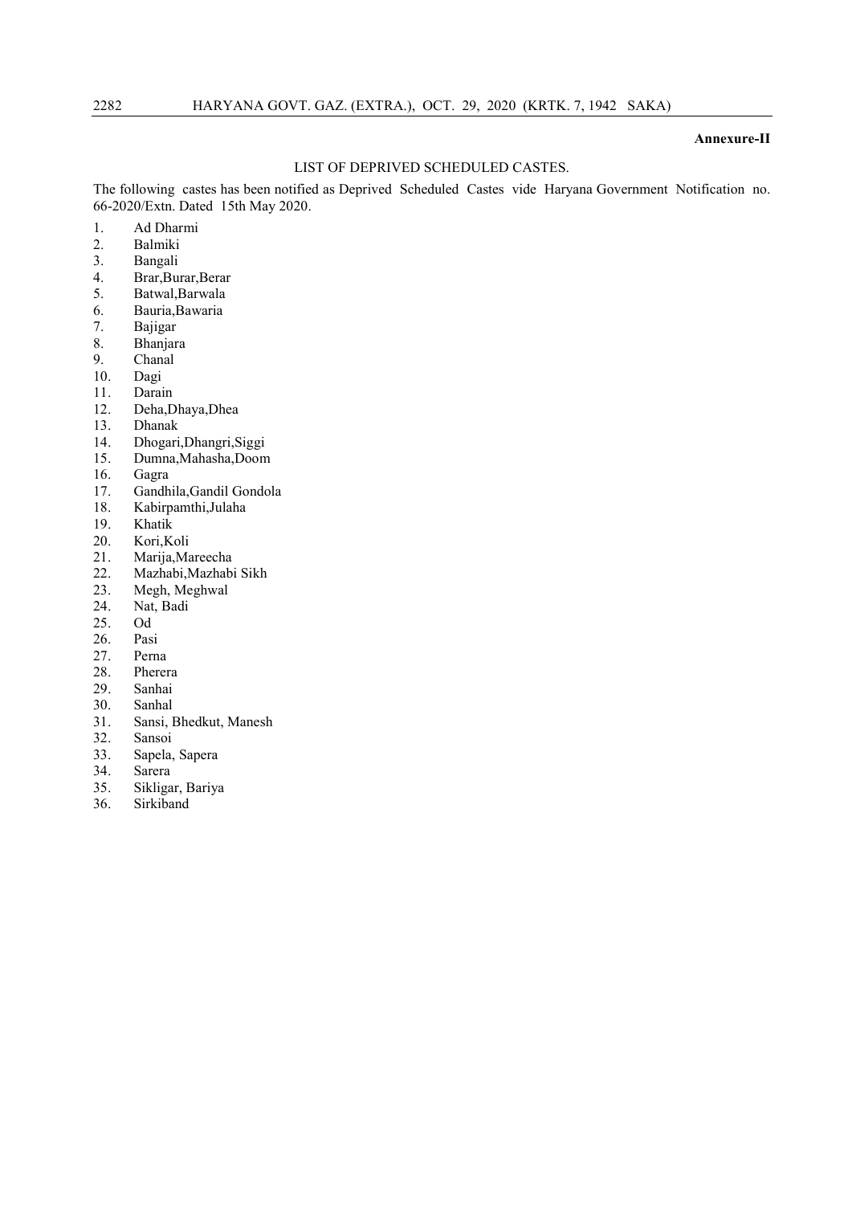**Annexure-II**

LIST OF DEPRIVED SCHEDULED CASTES.

The following castes has been notified as Deprived Scheduled Castes vide Haryana Government Notification no. 66-2020/Extn. Dated 15th May 2020.

1. Ad Dharmi
2. Balmiki
3. Bangali
4. Brar,Burar,Berar
5. Batwal,Barwala
6. Bauria,Bawaria
7. Bajigar
8. Bhanjara
9. Chanal
10. Dagi
11. Darain
12. Deha,Dhaya,Dhea
13. Dhanak
14. Dhogari,Dhangri,Siggi
15. Dumna,Mahasha,Doom
16. Gagra
17. Gandhila,Gandil Gondola
18. Kabirpamthi,Julaha
19. Khatik
20. Kori,Koli
21. Marija,Mareecha
22. Mazhabi,Mazhabi Sikh
23. Megh, Meghwal
24. Nat, Badi
25. Od
26. Pasi
27. Perna
28. Pherera
29. Sanhai
30. Sanhal
31. Sansi, Bhedkut, Manesh
32. Sansoi
33. Sapela, Sapera
34. Sarera
35. Sikligar, Bariya
36. Sirkiband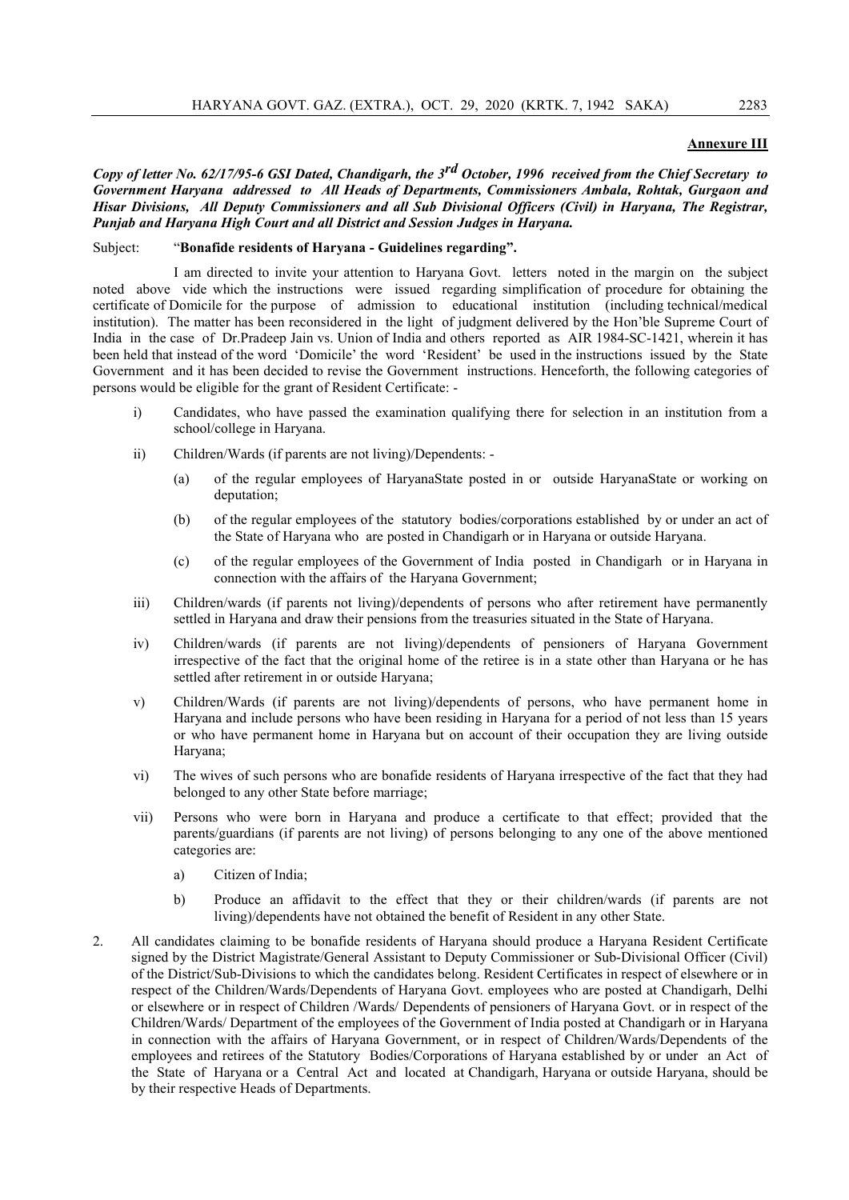**Annexure III**

***Copy of letter No. 62/17/95-6 GSI Dated, Chandigarh, the 3rd October, 1996 received from the Chief Secretary to Government Haryana addressed to All Heads of Departments, Commissioners Ambala, Rohtak, Gurgaon and Hisar Divisions, All Deputy Commissioners and all Sub Divisional Officers (Civil) in Haryana, The Registrar, Punjab and Haryana High Court and all District and Session Judges in Haryana.***

Subject: "**Bonafide residents of Haryana - Guidelines regarding".**

I am directed to invite your attention to Haryana Govt. letters noted in the margin on the subject noted above vide which the instructions were issued regarding simplification of procedure for obtaining the certificate of Domicile for the purpose of admission to educational institution (including technical/medical institution). The matter has been reconsidered in the light of judgment delivered by the Hon'ble Supreme Court of India in the case of Dr.Pradeep Jain vs. Union of India and others reported as AIR 1984-SC-1421, wherein it has been held that instead of the word 'Domicile' the word 'Resident' be used in the instructions issued by the State Government and it has been decided to revise the Government instructions. Henceforth, the following categories of persons would be eligible for the grant of Resident Certificate: -

i) Candidates, who have passed the examination qualifying there for selection in an institution from a school/college in Haryana.

ii) Children/Wards (if parents are not living)/Dependents: -

  (a) of the regular employees of HaryanaState posted in or outside HaryanaState or working on deputation;

  (b) of the regular employees of the statutory bodies/corporations established by or under an act of the State of Haryana who are posted in Chandigarh or in Haryana or outside Haryana.

  (c) of the regular employees of the Government of India posted in Chandigarh or in Haryana in connection with the affairs of the Haryana Government;

iii) Children/wards (if parents not living)/dependents of persons who after retirement have permanently settled in Haryana and draw their pensions from the treasuries situated in the State of Haryana.

iv) Children/wards (if parents are not living)/dependents of pensioners of Haryana Government irrespective of the fact that the original home of the retiree is in a state other than Haryana or he has settled after retirement in or outside Haryana;

v) Children/Wards (if parents are not living)/dependents of persons, who have permanent home in Haryana and include persons who have been residing in Haryana for a period of not less than 15 years or who have permanent home in Haryana but on account of their occupation they are living outside Haryana;

vi) The wives of such persons who are bonafide residents of Haryana irrespective of the fact that they had belonged to any other State before marriage;

vii) Persons who were born in Haryana and produce a certificate to that effect; provided that the parents/guardians (if parents are not living) of persons belonging to any one of the above mentioned categories are:

  a) Citizen of India;

  b) Produce an affidavit to the effect that they or their children/wards (if parents are not living)/dependents have not obtained the benefit of Resident in any other State.

2. All candidates claiming to be bonafide residents of Haryana should produce a Haryana Resident Certificate signed by the District Magistrate/General Assistant to Deputy Commissioner or Sub-Divisional Officer (Civil) of the District/Sub-Divisions to which the candidates belong. Resident Certificates in respect of elsewhere or in respect of the Children/Wards/Dependents of Haryana Govt. employees who are posted at Chandigarh, Delhi or elsewhere or in respect of Children /Wards/ Dependents of pensioners of Haryana Govt. or in respect of the Children/Wards/ Department of the employees of the Government of India posted at Chandigarh or in Haryana in connection with the affairs of Haryana Government, or in respect of Children/Wards/Dependents of the employees and retirees of the Statutory Bodies/Corporations of Haryana established by or under an Act of the State of Haryana or a Central Act and located at Chandigarh, Haryana or outside Haryana, should be by their respective Heads of Departments.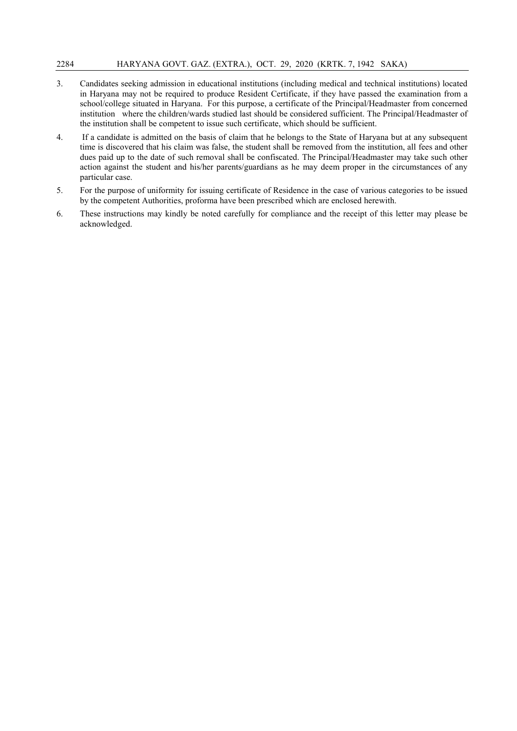3. Candidates seeking admission in educational institutions (including medical and technical institutions) located in Haryana may not be required to produce Resident Certificate, if they have passed the examination from a school/college situated in Haryana. For this purpose, a certificate of the Principal/Headmaster from concerned institution where the children/wards studied last should be considered sufficient. The Principal/Headmaster of the institution shall be competent to issue such certificate, which should be sufficient.

4. If a candidate is admitted on the basis of claim that he belongs to the State of Haryana but at any subsequent time is discovered that his claim was false, the student shall be removed from the institution, all fees and other dues paid up to the date of such removal shall be confiscated. The Principal/Headmaster may take such other action against the student and his/her parents/guardians as he may deem proper in the circumstances of any particular case.

5. For the purpose of uniformity for issuing certificate of Residence in the case of various categories to be issued by the competent Authorities, proforma have been prescribed which are enclosed herewith.

6. These instructions may kindly be noted carefully for compliance and the receipt of this letter may please be acknowledged.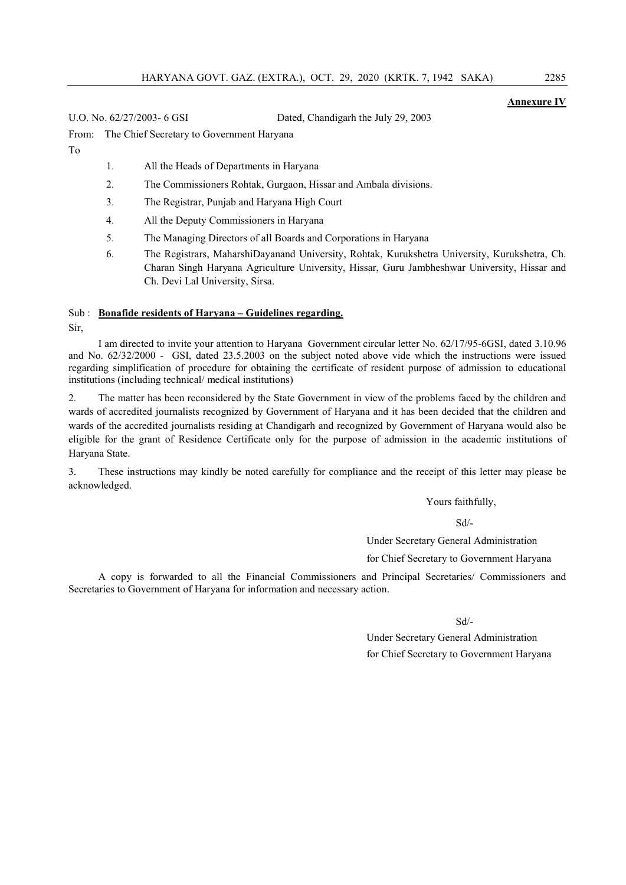**Annexure IV**

U.O. No. 62/27/2003- 6 GSI Dated, Chandigarh the July 29, 2003

From: The Chief Secretary to Government Haryana

To

1. All the Heads of Departments in Haryana
2. The Commissioners Rohtak, Gurgaon, Hissar and Ambala divisions.
3. The Registrar, Punjab and Haryana High Court
4. All the Deputy Commissioners in Haryana
5. The Managing Directors of all Boards and Corporations in Haryana
6. The Registrars, MaharshiDayanand University, Rohtak, Kurukshetra University, Kurukshetra, Ch. Charan Singh Haryana Agriculture University, Hissar, Guru Jambheshwar University, Hissar and Ch. Devi Lal University, Sirsa.

Sub : **Bonafide residents of Haryana – Guidelines regarding.**

Sir,

I am directed to invite your attention to Haryana Government circular letter No. 62/17/95-6GSI, dated 3.10.96 and No. 62/32/2000 - GSI, dated 23.5.2003 on the subject noted above vide which the instructions were issued regarding simplification of procedure for obtaining the certificate of resident purpose of admission to educational institutions (including technical/ medical institutions)

2. The matter has been reconsidered by the State Government in view of the problems faced by the children and wards of accredited journalists recognized by Government of Haryana and it has been decided that the children and wards of the accredited journalists residing at Chandigarh and recognized by Government of Haryana would also be eligible for the grant of Residence Certificate only for the purpose of admission in the academic institutions of Haryana State.

3. These instructions may kindly be noted carefully for compliance and the receipt of this letter may please be acknowledged.

Yours faithfully,

Sd/-

Under Secretary General Administration

for Chief Secretary to Government Haryana

A copy is forwarded to all the Financial Commissioners and Principal Secretaries/ Commissioners and Secretaries to Government of Haryana for information and necessary action.

Sd/-

Under Secretary General Administration

for Chief Secretary to Government Haryana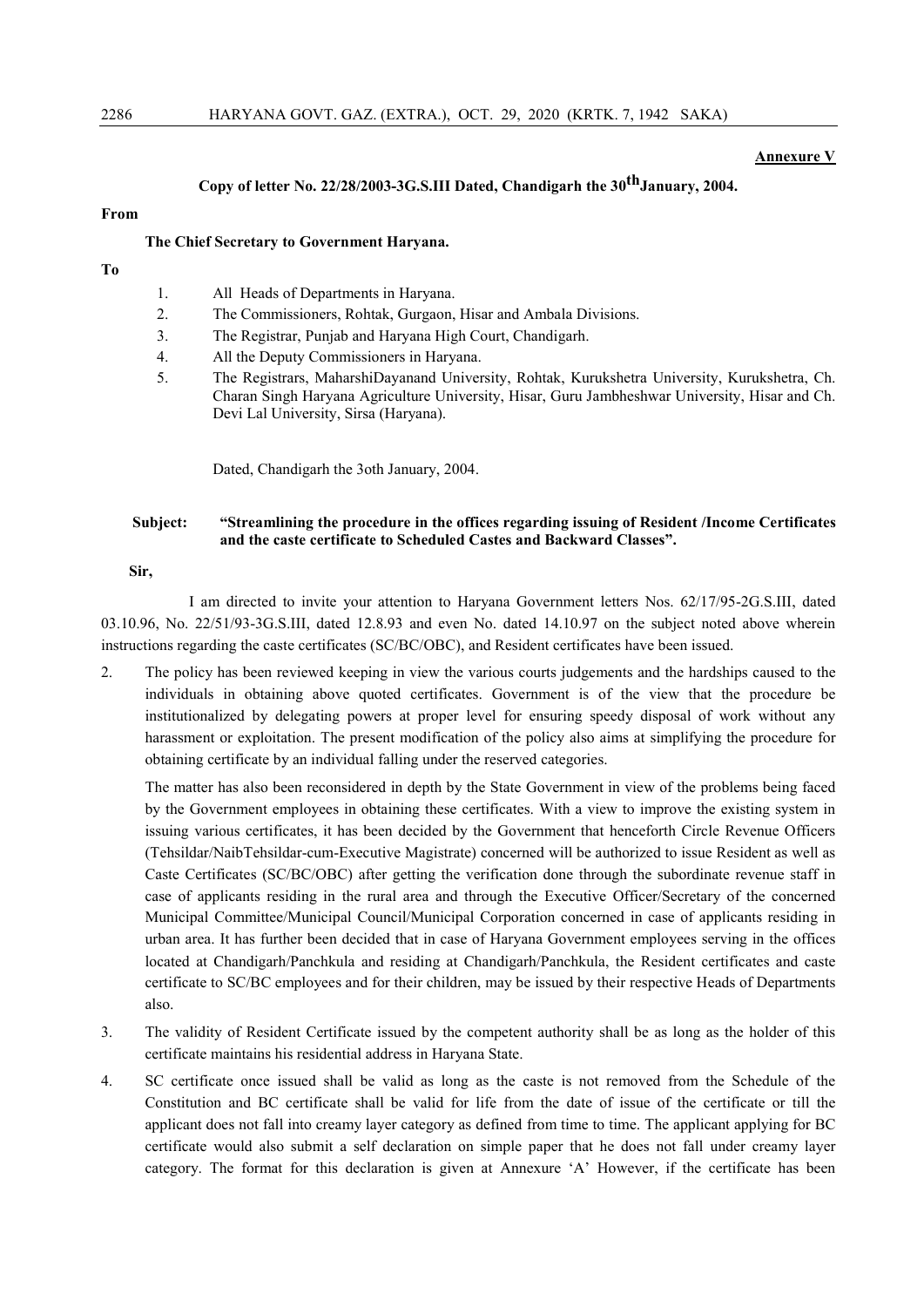**Annexure V**

**Copy of letter No. 22/28/2003-3G.S.III Dated, Chandigarh the 30th January, 2004.**

**From**

**The Chief Secretary to Government Haryana.**

**To**

1. All Heads of Departments in Haryana.
2. The Commissioners, Rohtak, Gurgaon, Hisar and Ambala Divisions.
3. The Registrar, Punjab and Haryana High Court, Chandigarh.
4. All the Deputy Commissioners in Haryana.
5. The Registrars, MaharshiDayanand University, Rohtak, Kurukshetra University, Kurukshetra, Ch. Charan Singh Haryana Agriculture University, Hisar, Guru Jambheshwar University, Hisar and Ch. Devi Lal University, Sirsa (Haryana).

Dated, Chandigarh the 3oth January, 2004.

**Subject: "Streamlining the procedure in the offices regarding issuing of Resident /Income Certificates and the caste certificate to Scheduled Castes and Backward Classes".**

**Sir,**

I am directed to invite your attention to Haryana Government letters Nos. 62/17/95-2G.S.III, dated 03.10.96, No. 22/51/93-3G.S.III, dated 12.8.93 and even No. dated 14.10.97 on the subject noted above wherein instructions regarding the caste certificates (SC/BC/OBC), and Resident certificates have been issued.

2. The policy has been reviewed keeping in view the various courts judgements and the hardships caused to the individuals in obtaining above quoted certificates. Government is of the view that the procedure be institutionalized by delegating powers at proper level for ensuring speedy disposal of work without any harassment or exploitation. The present modification of the policy also aims at simplifying the procedure for obtaining certificate by an individual falling under the reserved categories.

   The matter has also been reconsidered in depth by the State Government in view of the problems being faced by the Government employees in obtaining these certificates. With a view to improve the existing system in issuing various certificates, it has been decided by the Government that henceforth Circle Revenue Officers (Tehsildar/NaibTehsildar-cum-Executive Magistrate) concerned will be authorized to issue Resident as well as Caste Certificates (SC/BC/OBC) after getting the verification done through the subordinate revenue staff in case of applicants residing in the rural area and through the Executive Officer/Secretary of the concerned Municipal Committee/Municipal Council/Municipal Corporation concerned in case of applicants residing in urban area. It has further been decided that in case of Haryana Government employees serving in the offices located at Chandigarh/Panchkula and residing at Chandigarh/Panchkula, the Resident certificates and caste certificate to SC/BC employees and for their children, may be issued by their respective Heads of Departments also.

3. The validity of Resident Certificate issued by the competent authority shall be as long as the holder of this certificate maintains his residential address in Haryana State.

4. SC certificate once issued shall be valid as long as the caste is not removed from the Schedule of the Constitution and BC certificate shall be valid for life from the date of issue of the certificate or till the applicant does not fall into creamy layer category as defined from time to time. The applicant applying for BC certificate would also submit a self declaration on simple paper that he does not fall under creamy layer category. The format for this declaration is given at Annexure 'A' However, if the certificate has been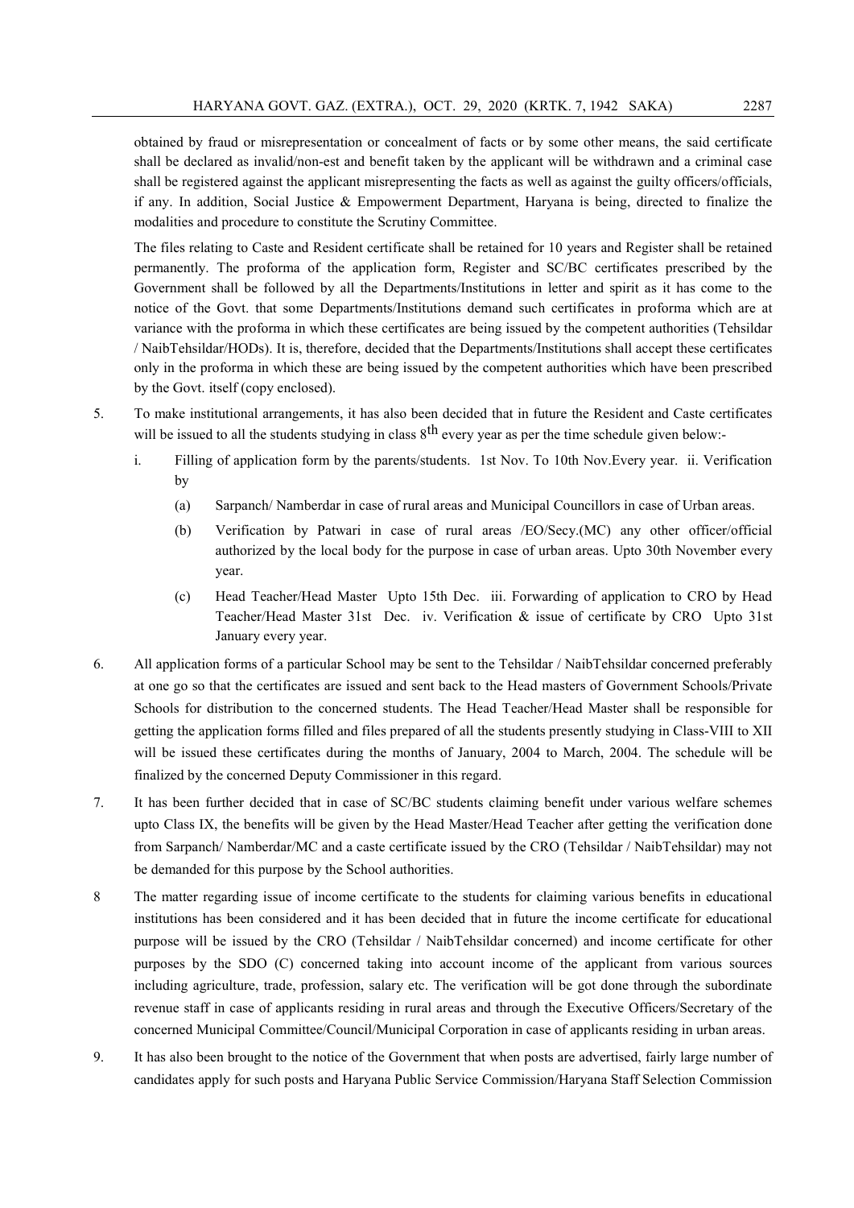obtained by fraud or misrepresentation or concealment of facts or by some other means, the said certificate shall be declared as invalid/non-est and benefit taken by the applicant will be withdrawn and a criminal case shall be registered against the applicant misrepresenting the facts as well as against the guilty officers/officials, if any. In addition, Social Justice & Empowerment Department, Haryana is being, directed to finalize the modalities and procedure to constitute the Scrutiny Committee.

The files relating to Caste and Resident certificate shall be retained for 10 years and Register shall be retained permanently. The proforma of the application form, Register and SC/BC certificates prescribed by the Government shall be followed by all the Departments/Institutions in letter and spirit as it has come to the notice of the Govt. that some Departments/Institutions demand such certificates in proforma which are at variance with the proforma in which these certificates are being issued by the competent authorities (Tehsildar / NaibTehsildar/HODs). It is, therefore, decided that the Departments/Institutions shall accept these certificates only in the proforma in which these are being issued by the competent authorities which have been prescribed by the Govt. itself (copy enclosed).

5. To make institutional arrangements, it has also been decided that in future the Resident and Caste certificates will be issued to all the students studying in class 8th every year as per the time schedule given below:-

   i. Filling of application form by the parents/students. 1st Nov. To 10th Nov.Every year. ii. Verification by

      (a) Sarpanch/ Namberdar in case of rural areas and Municipal Councillors in case of Urban areas.

      (b) Verification by Patwari in case of rural areas /EO/Secy.(MC) any other officer/official authorized by the local body for the purpose in case of urban areas. Upto 30th November every year.

      (c) Head Teacher/Head Master Upto 15th Dec. iii. Forwarding of application to CRO by Head Teacher/Head Master 31st Dec. iv. Verification & issue of certificate by CRO Upto 31st January every year.

6. All application forms of a particular School may be sent to the Tehsildar / NaibTehsildar concerned preferably at one go so that the certificates are issued and sent back to the Head masters of Government Schools/Private Schools for distribution to the concerned students. The Head Teacher/Head Master shall be responsible for getting the application forms filled and files prepared of all the students presently studying in Class-VIII to XII will be issued these certificates during the months of January, 2004 to March, 2004. The schedule will be finalized by the concerned Deputy Commissioner in this regard.

7. It has been further decided that in case of SC/BC students claiming benefit under various welfare schemes upto Class IX, the benefits will be given by the Head Master/Head Teacher after getting the verification done from Sarpanch/ Namberdar/MC and a caste certificate issued by the CRO (Tehsildar / NaibTehsildar) may not be demanded for this purpose by the School authorities.

8 The matter regarding issue of income certificate to the students for claiming various benefits in educational institutions has been considered and it has been decided that in future the income certificate for educational purpose will be issued by the CRO (Tehsildar / NaibTehsildar concerned) and income certificate for other purposes by the SDO (C) concerned taking into account income of the applicant from various sources including agriculture, trade, profession, salary etc. The verification will be got done through the subordinate revenue staff in case of applicants residing in rural areas and through the Executive Officers/Secretary of the concerned Municipal Committee/Council/Municipal Corporation in case of applicants residing in urban areas.

9. It has also been brought to the notice of the Government that when posts are advertised, fairly large number of candidates apply for such posts and Haryana Public Service Commission/Haryana Staff Selection Commission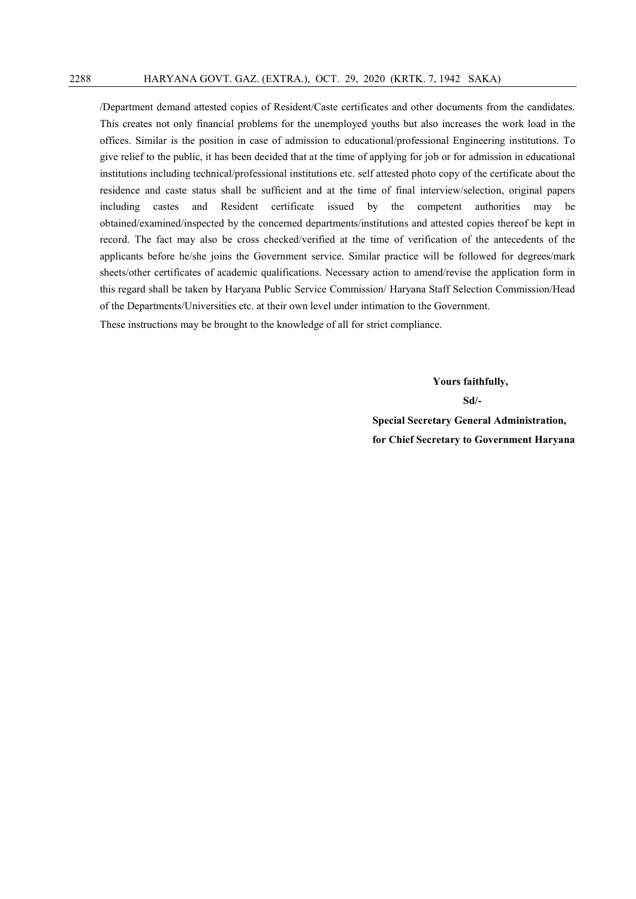/Department demand attested copies of Resident/Caste certificates and other documents from the candidates. This creates not only financial problems for the unemployed youths but also increases the work load in the offices. Similar is the position in case of admission to educational/professional Engineering institutions. To give relief to the public, it has been decided that at the time of applying for job or for admission in educational institutions including technical/professional institutions etc. self attested photo copy of the certificate about the residence and caste status shall be sufficient and at the time of final interview/selection, original papers including castes and Resident certificate issued by the competent authorities may be obtained/examined/inspected by the concerned departments/institutions and attested copies thereof be kept in record. The fact may also be cross checked/verified at the time of verification of the antecedents of the applicants before he/she joins the Government service. Similar practice will be followed for degrees/mark sheets/other certificates of academic qualifications. Necessary action to amend/revise the application form in this regard shall be taken by Haryana Public Service Commission/ Haryana Staff Selection Commission/Head of the Departments/Universities etc. at their own level under intimation to the Government.

These instructions may be brought to the knowledge of all for strict compliance.

**Yours faithfully,**

**Sd/-**

**Special Secretary General Administration,**
**for Chief Secretary to Government Haryana**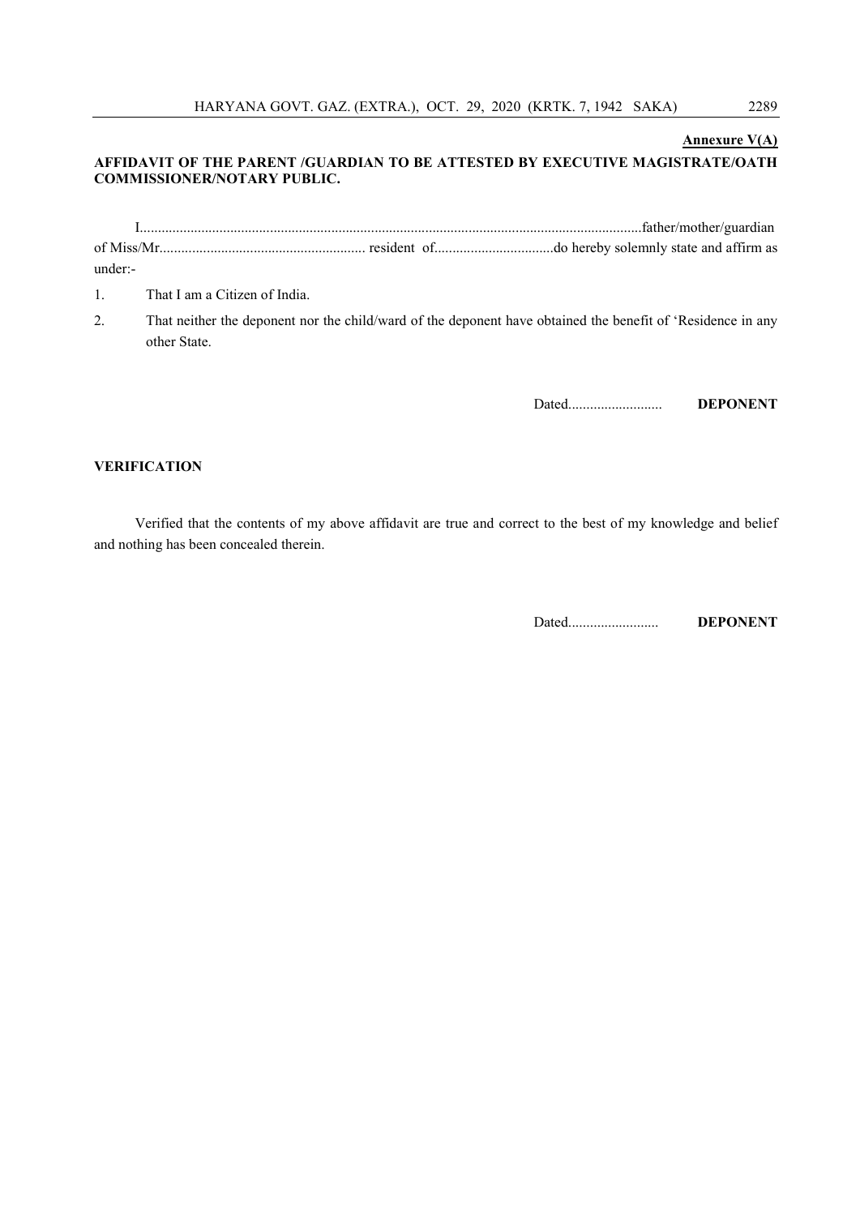**Annexure V(A)**

**AFFIDAVIT OF THE PARENT /GUARDIAN TO BE ATTESTED BY EXECUTIVE MAGISTRATE/OATH COMMISSIONER/NOTARY PUBLIC.**

I.......................................................................................................................................father/mother/guardian of Miss/Mr......................................................... resident of.................................do hereby solemnly state and affirm as under:-

1. That I am a Citizen of India.
2. That neither the deponent nor the child/ward of the deponent have obtained the benefit of 'Residence in any other State.

Dated.......................... **DEPONENT**

**VERIFICATION**

Verified that the contents of my above affidavit are true and correct to the best of my knowledge and belief and nothing has been concealed therein.

Dated......................... **DEPONENT**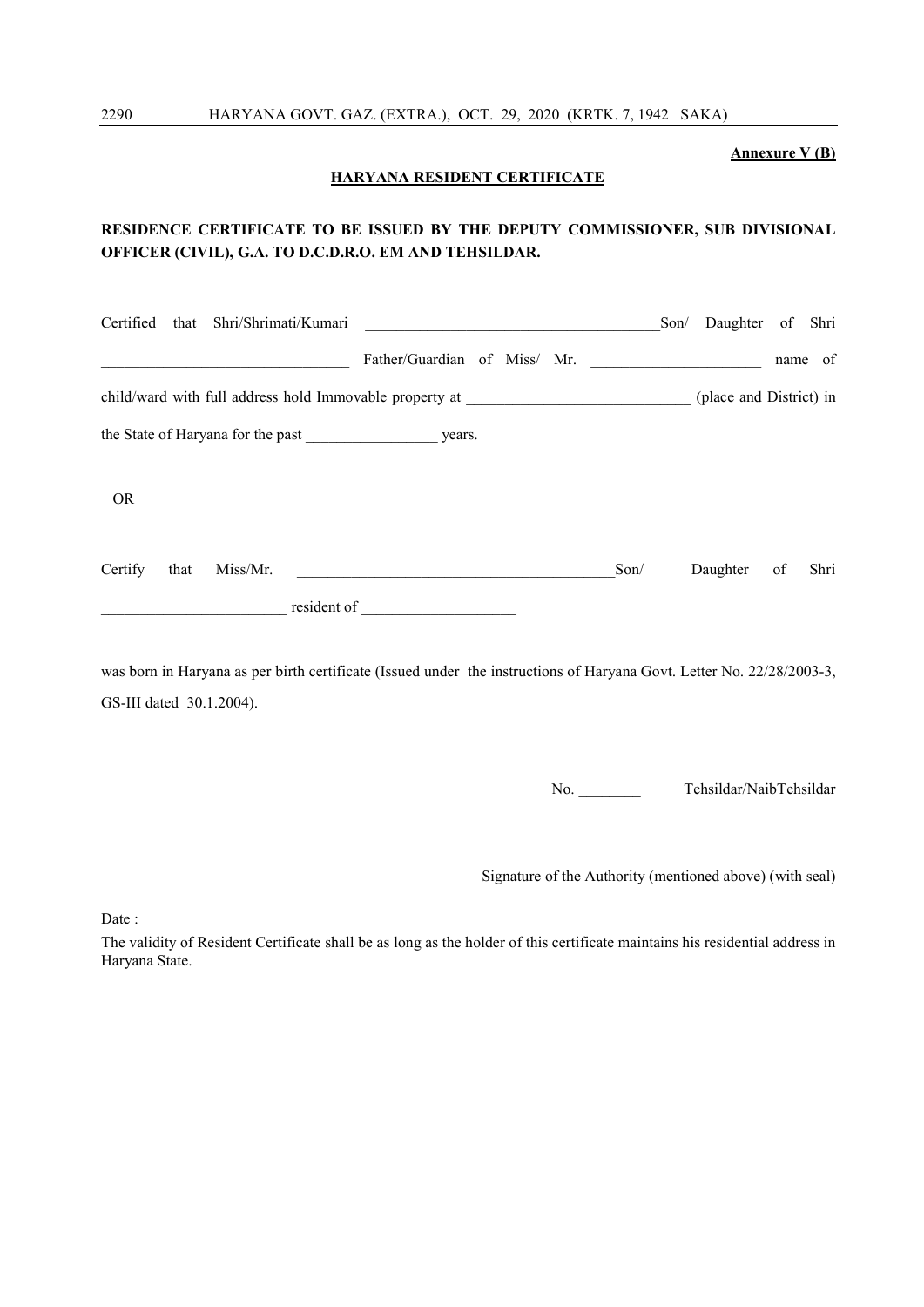**Annexure V (B)**

**HARYANA RESIDENT CERTIFICATE**

**RESIDENCE CERTIFICATE TO BE ISSUED BY THE DEPUTY COMMISSIONER, SUB DIVISIONAL OFFICER (CIVIL), G.A. TO D.C.D.R.O. EM AND TEHSILDAR.**

Certified that Shri/Shrimati/Kumari ______________________________________Son/ Daughter of Shri ________________________________ Father/Guardian of Miss/ Mr. ______________________ name of child/ward with full address hold Immovable property at _____________________________ (place and District) in the State of Haryana for the past _________________ years.

OR

Certify that Miss/Mr. _________________________________________Son/ Daughter of Shri ________________________ resident of ____________________

was born in Haryana as per birth certificate (Issued under the instructions of Haryana Govt. Letter No. 22/28/2003-3, GS-III dated 30.1.2004).

No. ________ Tehsildar/NaibTehsildar

Signature of the Authority (mentioned above) (with seal)

Date :

The validity of Resident Certificate shall be as long as the holder of this certificate maintains his residential address in Haryana State.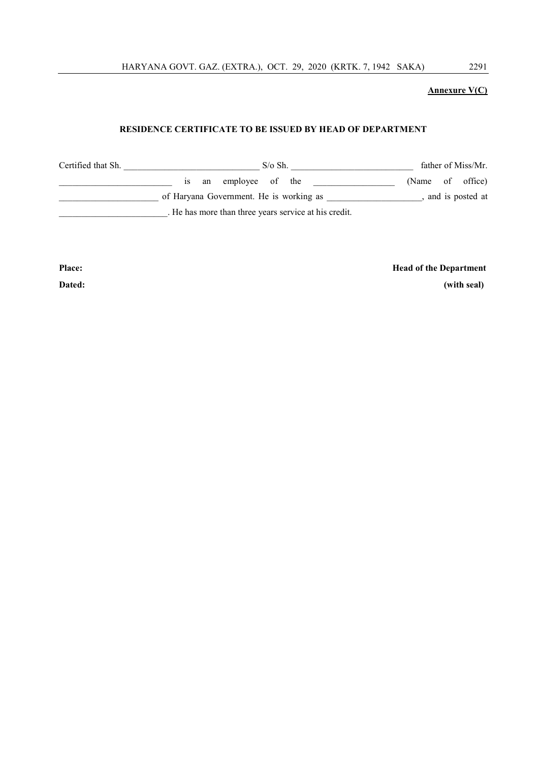**Annexure V(C)**

**RESIDENCE CERTIFICATE TO BE ISSUED BY HEAD OF DEPARTMENT**

Certified that Sh. ______________________________ S/o Sh. ___________________________ father of Miss/Mr. _________________________ is an employee of the __________________ (Name of office) ______________________ of Haryana Government. He is working as _____________________, and is posted at ________________________. He has more than three years service at his credit.

**Place:** **Head of the Department**

**Dated:** **(with seal)**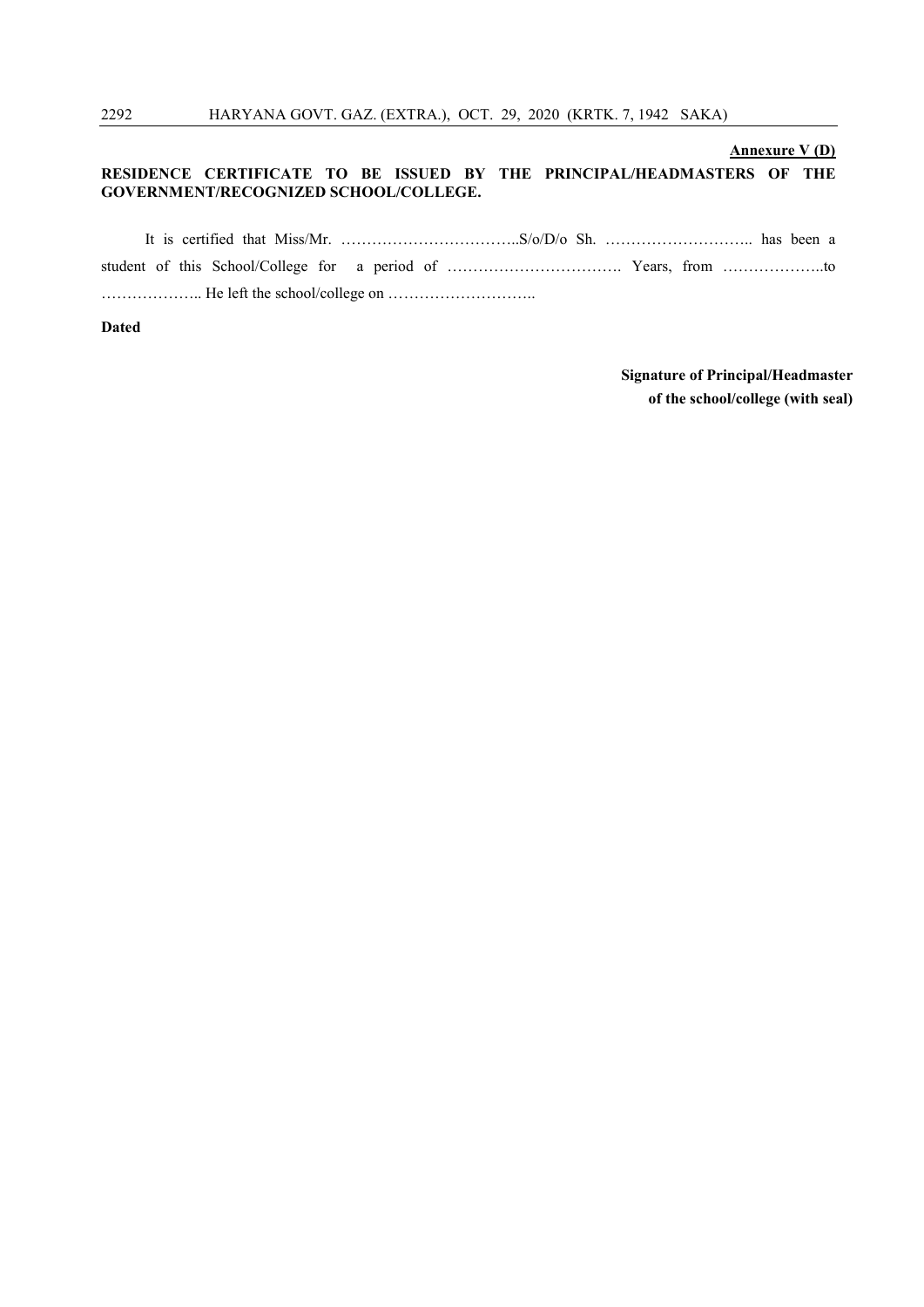**Annexure V (D)**

**RESIDENCE CERTIFICATE TO BE ISSUED BY THE PRINCIPAL/HEADMASTERS OF THE GOVERNMENT/RECOGNIZED SCHOOL/COLLEGE.**

It is certified that Miss/Mr. ……………………………..S/o/D/o Sh. ……………………….. has been a student of this School/College for a period of ……………………………. Years, from ………………..to ……………….. He left the school/college on ………………………..

**Dated**

**Signature of Principal/Headmaster of the school/college (with seal)**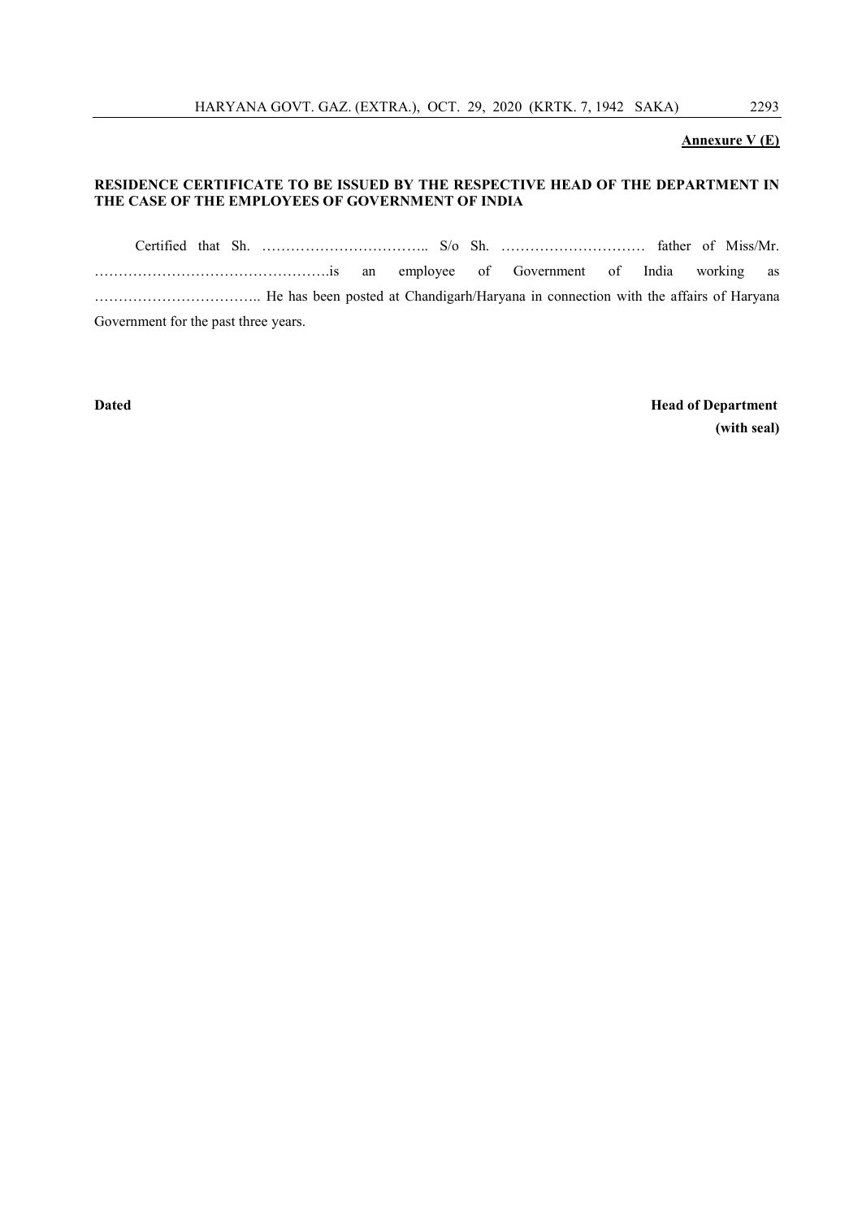**Annexure V (E)**

**RESIDENCE CERTIFICATE TO BE ISSUED BY THE RESPECTIVE HEAD OF THE DEPARTMENT IN THE CASE OF THE EMPLOYEES OF GOVERNMENT OF INDIA**

Certified that Sh. …………………………….. S/o Sh. ………………………… father of Miss/Mr. ………………………………………….is an employee of Government of India working as …………………………….. He has been posted at Chandigarh/Haryana in connection with the affairs of Haryana Government for the past three years.

**Dated** **Head of Department**
**(with seal)**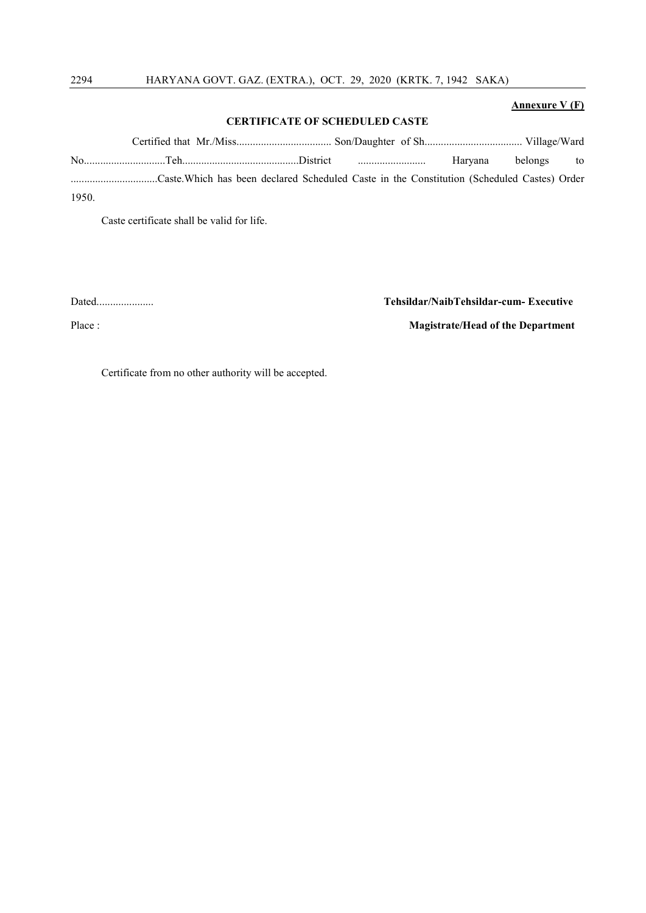**Annexure V (F)**

**CERTIFICATE OF SCHEDULED CASTE**

Certified that Mr./Miss.................................. Son/Daughter of Sh.................................. Village/Ward No.............................Teh..........................................District ......................... Haryana belongs to ................................Caste.Which has been declared Scheduled Caste in the Constitution (Scheduled Castes) Order 1950.

Caste certificate shall be valid for life.

Dated....................

Place :

**Tehsildar/NaibTehsildar-cum- Executive Magistrate/Head of the Department**

Certificate from no other authority will be accepted.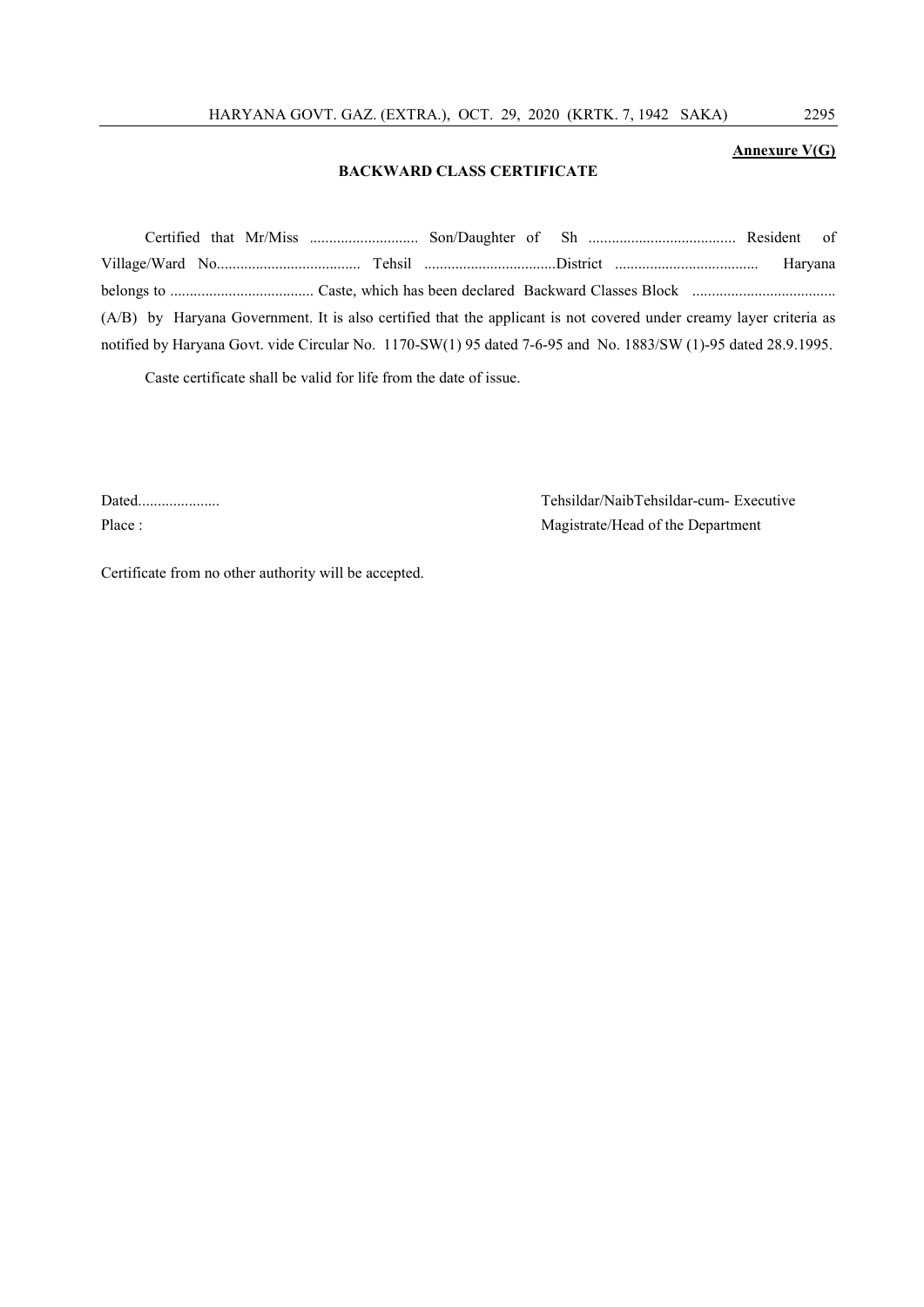**Annexure V(G)**

## BACKWARD CLASS CERTIFICATE

Certified that Mr/Miss ............................ Son/Daughter of Sh ...................................... Resident of Village/Ward No..................................... Tehsil ..................................District .................................... Haryana belongs to ..................................... Caste, which has been declared Backward Classes Block ..................................... (A/B) by Haryana Government. It is also certified that the applicant is not covered under creamy layer criteria as notified by Haryana Govt. vide Circular No. 1170-SW(1) 95 dated 7-6-95 and No. 1883/SW (1)-95 dated 28.9.1995.

Caste certificate shall be valid for life from the date of issue.

Dated.....................

Place :

Tehsildar/NaibTehsildar-cum- Executive Magistrate/Head of the Department

Certificate from no other authority will be accepted.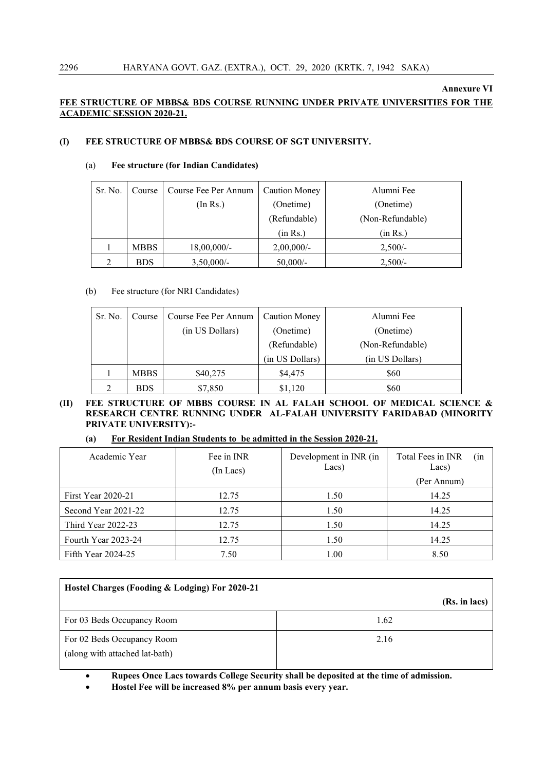**Annexure VI**

**FEE STRUCTURE OF MBBS& BDS COURSE RUNNING UNDER PRIVATE UNIVERSITIES FOR THE ACADEMIC SESSION 2020-21.**

**(I) FEE STRUCTURE OF MBBS& BDS COURSE OF SGT UNIVERSITY.**

(a) **Fee structure (for Indian Candidates)**

| Sr. No. | Course | Course Fee Per Annum (In Rs.) | Caution Money (Onetime) (Refundable) (in Rs.) | Alumni Fee (Onetime) (Non-Refundable) (in Rs.) |
|---|---|---|---|---|
| 1 | MBBS | 18,00,000/- | 2,00,000/- | 2,500/- |
| 2 | BDS | 3,50,000/- | 50,000/- | 2,500/- |

(b) Fee structure (for NRI Candidates)

| Sr. No. | Course | Course Fee Per Annum (in US Dollars) | Caution Money (Onetime) (Refundable) (in US Dollars) | Alumni Fee (Onetime) (Non-Refundable) (in US Dollars) |
|---|---|---|---|---|
| 1 | MBBS | $40,275 | $4,475 | $60 |
| 2 | BDS | $7,850 | $1,120 | $60 |

**(II) FEE STRUCTURE OF MBBS COURSE IN AL FALAH SCHOOL OF MEDICAL SCIENCE & RESEARCH CENTRE RUNNING UNDER AL-FALAH UNIVERSITY FARIDABAD (MINORITY PRIVATE UNIVERSITY):-**

**(a) For Resident Indian Students to be admitted in the Session 2020-21.**

| Academic Year | Fee in INR (In Lacs) | Development in INR (in Lacs) | Total Fees in INR (in Lacs) (Per Annum) |
|---|---|---|---|
| First Year 2020-21 | 12.75 | 1.50 | 14.25 |
| Second Year 2021-22 | 12.75 | 1.50 | 14.25 |
| Third Year 2022-23 | 12.75 | 1.50 | 14.25 |
| Fourth Year 2023-24 | 12.75 | 1.50 | 14.25 |
| Fifth Year 2024-25 | 7.50 | 1.00 | 8.50 |

| **Hostel Charges (Fooding & Lodging) For 2020-21** | **(Rs. in lacs)** |
|---|---|
| For 03 Beds Occupancy Room | 1.62 |
| For 02 Beds Occupancy Room (along with attached lat-bath) | 2.16 |

- **Rupees Once Lacs towards College Security shall be deposited at the time of admission.**
- **Hostel Fee will be increased 8% per annum basis every year.**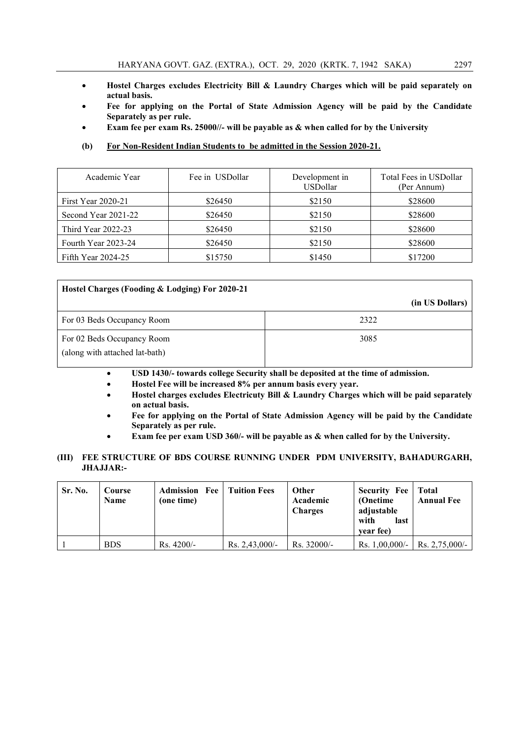- **Hostel Charges excludes Electricity Bill & Laundry Charges which will be paid separately on actual basis.**
- **Fee for applying on the Portal of State Admission Agency will be paid by the Candidate Separately as per rule.**
- **Exam fee per exam Rs. 25000//- will be payable as & when called for by the University**

**(b) For Non-Resident Indian Students to be admitted in the Session 2020-21.**

| Academic Year | Fee in USDollar | Development in USDollar | Total Fees in USDollar (Per Annum) |
|---|---|---|---|
| First Year 2020-21 | $26450 | $2150 | $28600 |
| Second Year 2021-22 | $26450 | $2150 | $28600 |
| Third Year 2022-23 | $26450 | $2150 | $28600 |
| Fourth Year 2023-24 | $26450 | $2150 | $28600 |
| Fifth Year 2024-25 | $15750 | $1450 | $17200 |

| **Hostel Charges (Fooding & Lodging) For 2020-21** | **(in US Dollars)** |
|---|---|
| For 03 Beds Occupancy Room | 2322 |
| For 02 Beds Occupancy Room (along with attached lat-bath) | 3085 |

- **USD 1430/- towards college Security shall be deposited at the time of admission.**
- **Hostel Fee will be increased 8% per annum basis every year.**
- **Hostel charges excludes Electricuty Bill & Laundry Charges which will be paid separately on actual basis.**
- **Fee for applying on the Portal of State Admission Agency will be paid by the Candidate Separately as per rule.**
- **Exam fee per exam USD 360/- will be payable as & when called for by the University.**

**(III) FEE STRUCTURE OF BDS COURSE RUNNING UNDER PDM UNIVERSITY, BAHADURGARH, JHAJJAR:-**

| **Sr. No.** | **Course Name** | **Admission Fee (one time)** | **Tuition Fees** | **Other Academic Charges** | **Security Fee (Onetime adjustable with last year fee)** | **Total Annual Fee** |
|---|---|---|---|---|---|---|
| 1 | BDS | Rs. 4200/- | Rs. 2,43,000/- | Rs. 32000/- | Rs. 1,00,000/- | Rs. 2,75,000/- |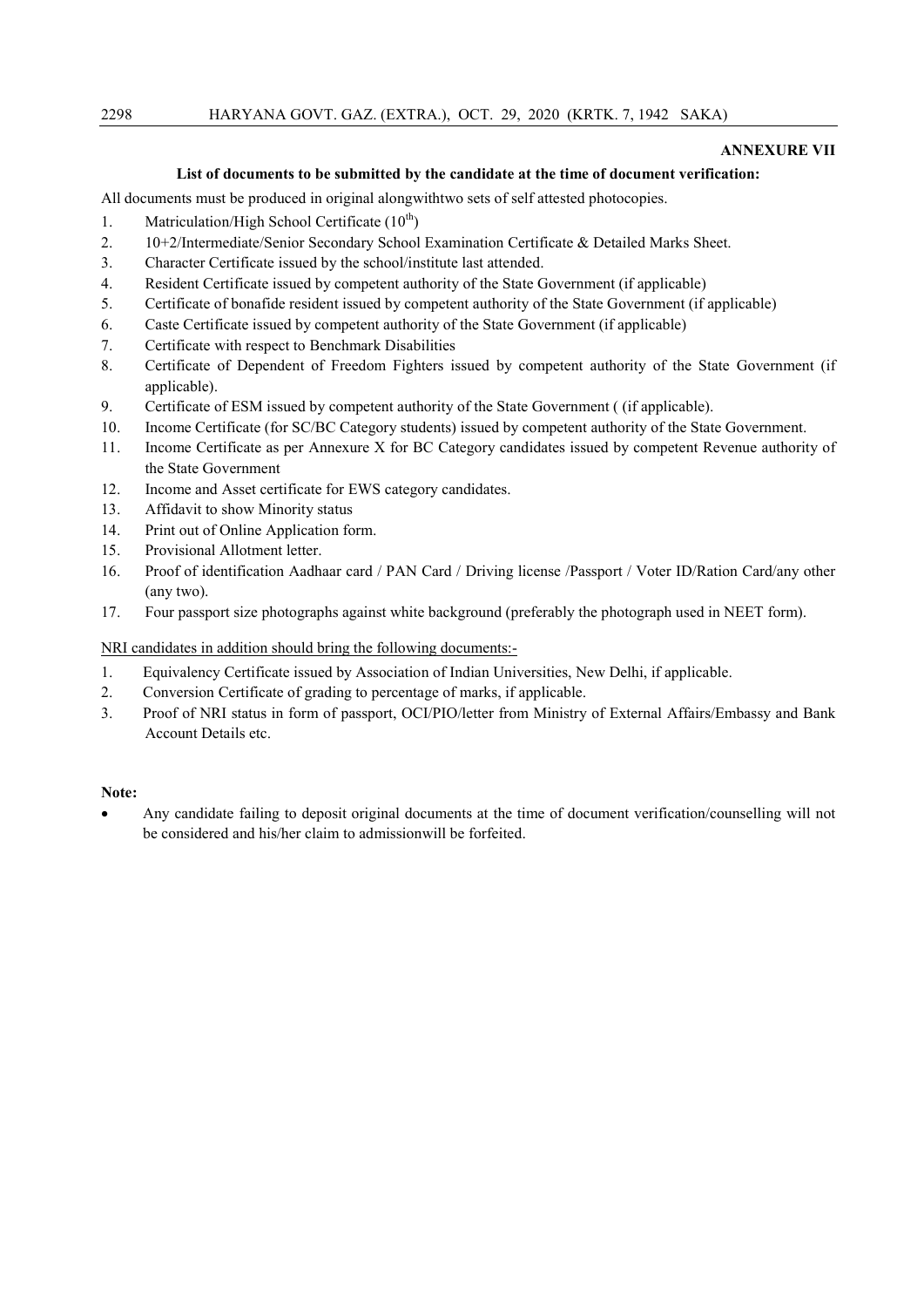**ANNEXURE VII**

**List of documents to be submitted by the candidate at the time of document verification:**

All documents must be produced in original alongwithtwo sets of self attested photocopies.

1. Matriculation/High School Certificate ($10^{th}$)
2. 10+2/Intermediate/Senior Secondary School Examination Certificate & Detailed Marks Sheet.
3. Character Certificate issued by the school/institute last attended.
4. Resident Certificate issued by competent authority of the State Government (if applicable)
5. Certificate of bonafide resident issued by competent authority of the State Government (if applicable)
6. Caste Certificate issued by competent authority of the State Government (if applicable)
7. Certificate with respect to Benchmark Disabilities
8. Certificate of Dependent of Freedom Fighters issued by competent authority of the State Government (if applicable).
9. Certificate of ESM issued by competent authority of the State Government ( (if applicable).
10. Income Certificate (for SC/BC Category students) issued by competent authority of the State Government.
11. Income Certificate as per Annexure X for BC Category candidates issued by competent Revenue authority of the State Government
12. Income and Asset certificate for EWS category candidates.
13. Affidavit to show Minority status
14. Print out of Online Application form.
15. Provisional Allotment letter.
16. Proof of identification Aadhaar card / PAN Card / Driving license /Passport / Voter ID/Ration Card/any other (any two).
17. Four passport size photographs against white background (preferably the photograph used in NEET form).

<u>NRI candidates in addition should bring the following documents:-</u>

1. Equivalency Certificate issued by Association of Indian Universities, New Delhi, if applicable.
2. Conversion Certificate of grading to percentage of marks, if applicable.
3. Proof of NRI status in form of passport, OCI/PIO/letter from Ministry of External Affairs/Embassy and Bank Account Details etc.

**Note:**

- Any candidate failing to deposit original documents at the time of document verification/counselling will not be considered and his/her claim to admissionwill be forfeited.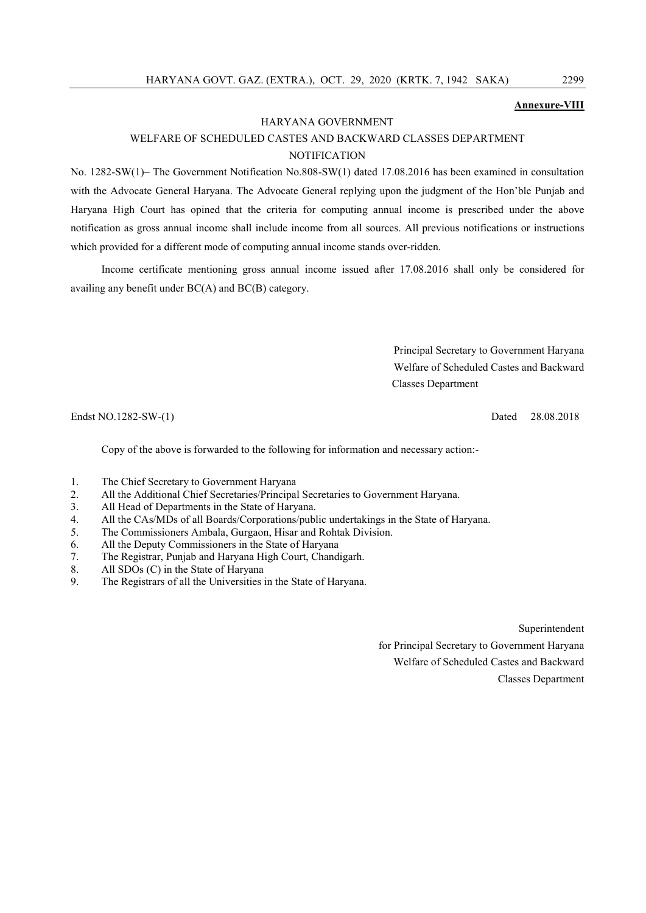**Annexure-VIII**

HARYANA GOVERNMENT

WELFARE OF SCHEDULED CASTES AND BACKWARD CLASSES DEPARTMENT

NOTIFICATION

No. 1282-SW(1)– The Government Notification No.808-SW(1) dated 17.08.2016 has been examined in consultation with the Advocate General Haryana. The Advocate General replying upon the judgment of the Hon'ble Punjab and Haryana High Court has opined that the criteria for computing annual income is prescribed under the above notification as gross annual income shall include income from all sources. All previous notifications or instructions which provided for a different mode of computing annual income stands over-ridden.

Income certificate mentioning gross annual income issued after 17.08.2016 shall only be considered for availing any benefit under BC(A) and BC(B) category.

Principal Secretary to Government Haryana
Welfare of Scheduled Castes and Backward
Classes Department

Endst NO.1282-SW-(1) Dated 28.08.2018

Copy of the above is forwarded to the following for information and necessary action:-

1. The Chief Secretary to Government Haryana
2. All the Additional Chief Secretaries/Principal Secretaries to Government Haryana.
3. All Head of Departments in the State of Haryana.
4. All the CAs/MDs of all Boards/Corporations/public undertakings in the State of Haryana.
5. The Commissioners Ambala, Gurgaon, Hisar and Rohtak Division.
6. All the Deputy Commissioners in the State of Haryana
7. The Registrar, Punjab and Haryana High Court, Chandigarh.
8. All SDOs (C) in the State of Haryana
9. The Registrars of all the Universities in the State of Haryana.

Superintendent
for Principal Secretary to Government Haryana
Welfare of Scheduled Castes and Backward
Classes Department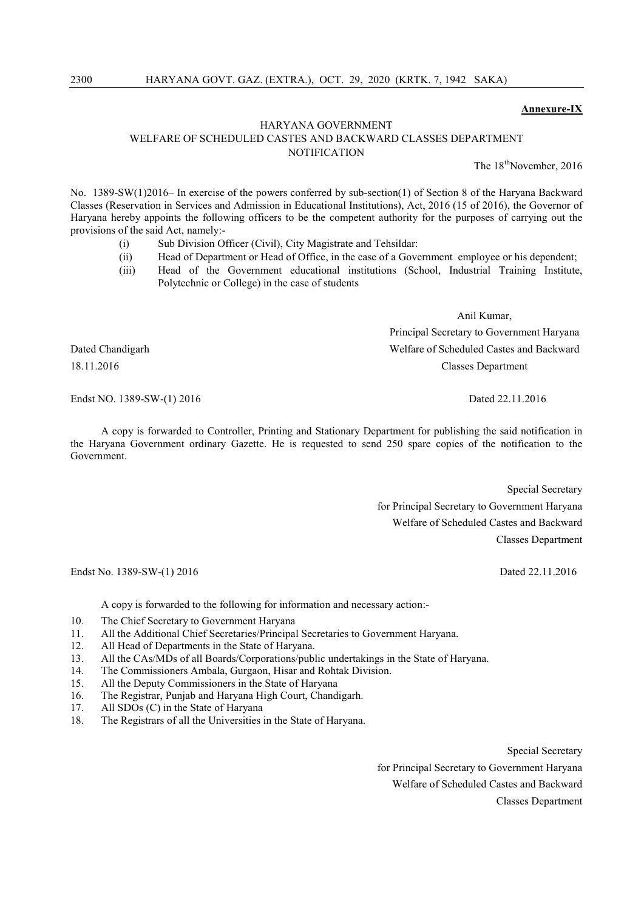**Annexure-IX**

HARYANA GOVERNMENT
WELFARE OF SCHEDULED CASTES AND BACKWARD CLASSES DEPARTMENT
NOTIFICATION

The 18th November, 2016

No. 1389-SW(1)2016– In exercise of the powers conferred by sub-section(1) of Section 8 of the Haryana Backward Classes (Reservation in Services and Admission in Educational Institutions), Act, 2016 (15 of 2016), the Governor of Haryana hereby appoints the following officers to be the competent authority for the purposes of carrying out the provisions of the said Act, namely:-

(i) Sub Division Officer (Civil), City Magistrate and Tehsildar:
(ii) Head of Department or Head of Office, in the case of a Government employee or his dependent;
(iii) Head of the Government educational institutions (School, Industrial Training Institute, Polytechnic or College) in the case of students

Anil Kumar,
Principal Secretary to Government Haryana
Welfare of Scheduled Castes and Backward
Classes Department

Dated Chandigarh
18.11.2016

Endst NO. 1389-SW-(1) 2016 Dated 22.11.2016

A copy is forwarded to Controller, Printing and Stationary Department for publishing the said notification in the Haryana Government ordinary Gazette. He is requested to send 250 spare copies of the notification to the Government.

Special Secretary
for Principal Secretary to Government Haryana
Welfare of Scheduled Castes and Backward
Classes Department

Endst No. 1389-SW-(1) 2016 Dated 22.11.2016

A copy is forwarded to the following for information and necessary action:-

10. The Chief Secretary to Government Haryana
11. All the Additional Chief Secretaries/Principal Secretaries to Government Haryana.
12. All Head of Departments in the State of Haryana.
13. All the CAs/MDs of all Boards/Corporations/public undertakings in the State of Haryana.
14. The Commissioners Ambala, Gurgaon, Hisar and Rohtak Division.
15. All the Deputy Commissioners in the State of Haryana
16. The Registrar, Punjab and Haryana High Court, Chandigarh.
17. All SDOs (C) in the State of Haryana
18. The Registrars of all the Universities in the State of Haryana.

Special Secretary
for Principal Secretary to Government Haryana
Welfare of Scheduled Castes and Backward
Classes Department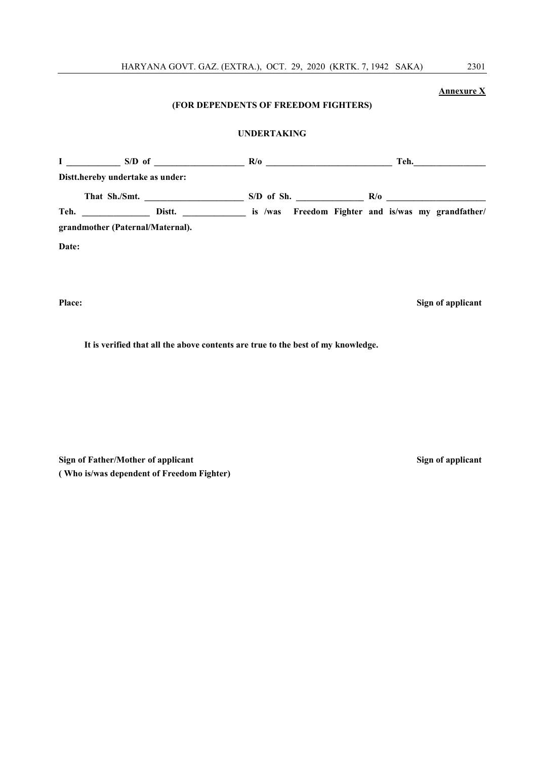**Annexure X**

**(FOR DEPENDENTS OF FREEDOM FIGHTERS)**

**UNDERTAKING**

**I ____________ S/D of ____________________ R/o ____________________________ Teh.________________ Distt.hereby undertake as under:**

**That Sh./Smt. ______________________ S/D of Sh. _______________ R/o ______________________ Teh. _______________ Distt. ______________ is /was Freedom Fighter and is/was my grandfather/ grandmother (Paternal/Maternal).**

**Date:**

**Place:** **Sign of applicant**

**It is verified that all the above contents are true to the best of my knowledge.**

**Sign of Father/Mother of applicant** **Sign of applicant**
**( Who is/was dependent of Freedom Fighter)**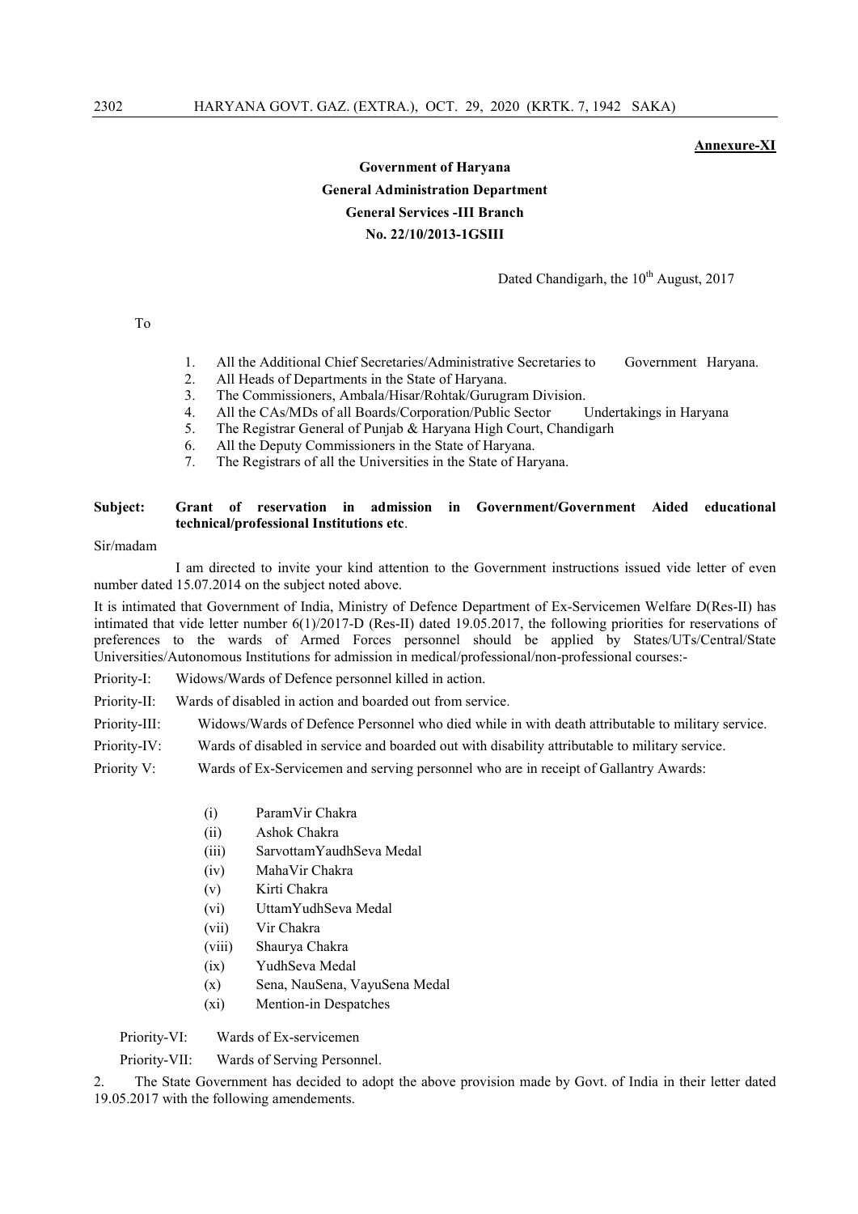**Annexure-XI**

**Government of Haryana**
**General Administration Department**
**General Services -III Branch**
**No. 22/10/2013-1GSIII**

Dated Chandigarh, the 10th August, 2017

To

1. All the Additional Chief Secretaries/Administrative Secretaries to Government Haryana.
2. All Heads of Departments in the State of Haryana.
3. The Commissioners, Ambala/Hisar/Rohtak/Gurugram Division.
4. All the CAs/MDs of all Boards/Corporation/Public Sector Undertakings in Haryana
5. The Registrar General of Punjab & Haryana High Court, Chandigarh
6. All the Deputy Commissioners in the State of Haryana.
7. The Registrars of all the Universities in the State of Haryana.

**Subject: Grant of reservation in admission in Government/Government Aided educational technical/professional Institutions etc**.

Sir/madam

I am directed to invite your kind attention to the Government instructions issued vide letter of even number dated 15.07.2014 on the subject noted above.

It is intimated that Government of India, Ministry of Defence Department of Ex-Servicemen Welfare D(Res-II) has intimated that vide letter number 6(1)/2017-D (Res-II) dated 19.05.2017, the following priorities for reservations of preferences to the wards of Armed Forces personnel should be applied by States/UTs/Central/State Universities/Autonomous Institutions for admission in medical/professional/non-professional courses:-

Priority-I: Widows/Wards of Defence personnel killed in action.

Priority-II: Wards of disabled in action and boarded out from service.

Priority-III: Widows/Wards of Defence Personnel who died while in with death attributable to military service.

Priority-IV: Wards of disabled in service and boarded out with disability attributable to military service.

Priority V: Wards of Ex-Servicemen and serving personnel who are in receipt of Gallantry Awards:

(i) ParamVir Chakra
(ii) Ashok Chakra
(iii) SarvottamYaudhSeva Medal
(iv) MahaVir Chakra
(v) Kirti Chakra
(vi) UttamYudhSeva Medal
(vii) Vir Chakra
(viii) Shaurya Chakra
(ix) YudhSeva Medal
(x) Sena, NauSena, VayuSena Medal
(xi) Mention-in Despatches

Priority-VI: Wards of Ex-servicemen

Priority-VII: Wards of Serving Personnel.

2. The State Government has decided to adopt the above provision made by Govt. of India in their letter dated 19.05.2017 with the following amendements.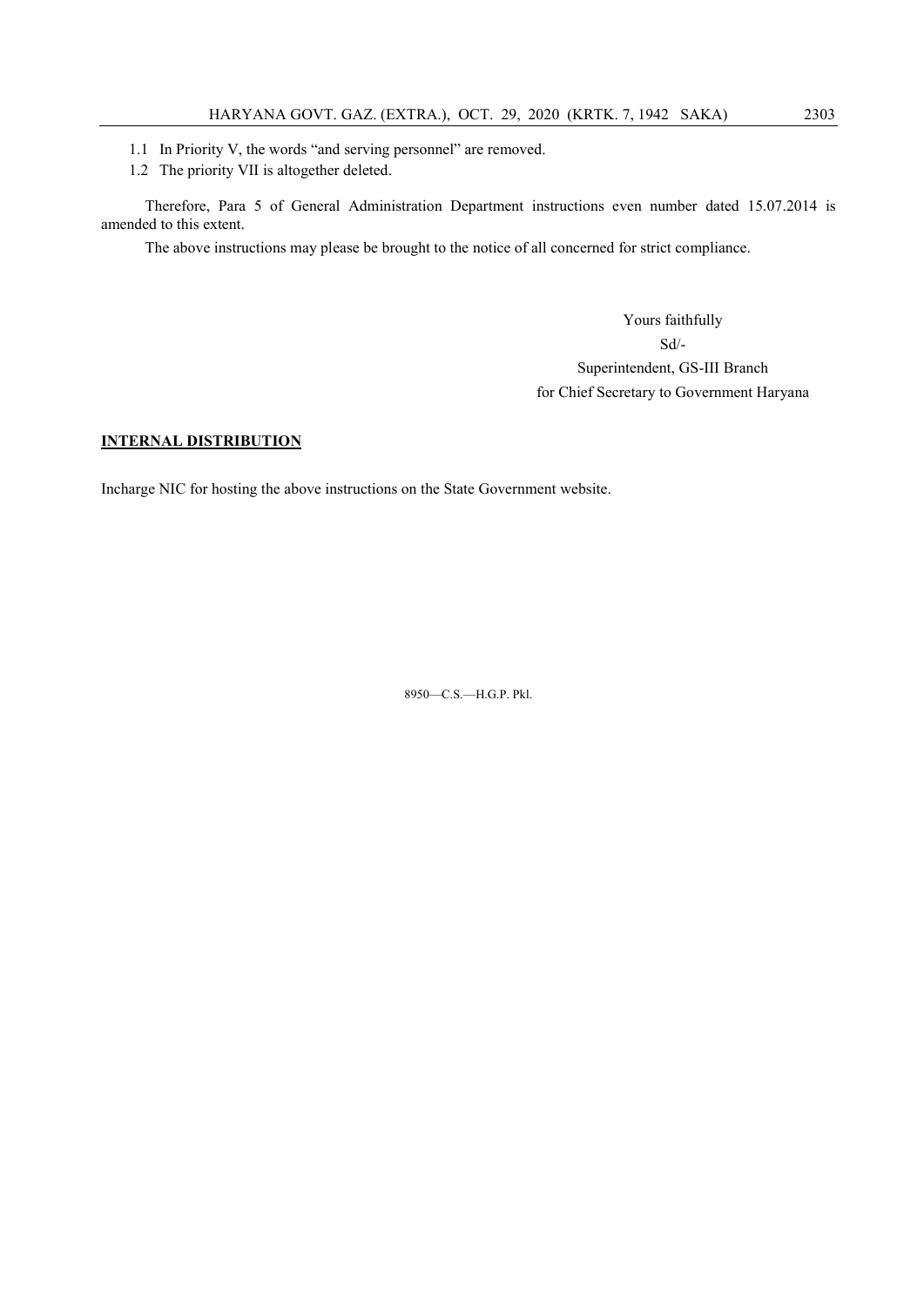1.1 In Priority V, the words "and serving personnel" are removed.

1.2 The priority VII is altogether deleted.

Therefore, Para 5 of General Administration Department instructions even number dated 15.07.2014 is amended to this extent.

The above instructions may please be brought to the notice of all concerned for strict compliance.

Yours faithfully

Sd/-

Superintendent, GS-III Branch

for Chief Secretary to Government Haryana

**INTERNAL DISTRIBUTION**

Incharge NIC for hosting the above instructions on the State Government website.

8950—C.S.—H.G.P. Pkl.